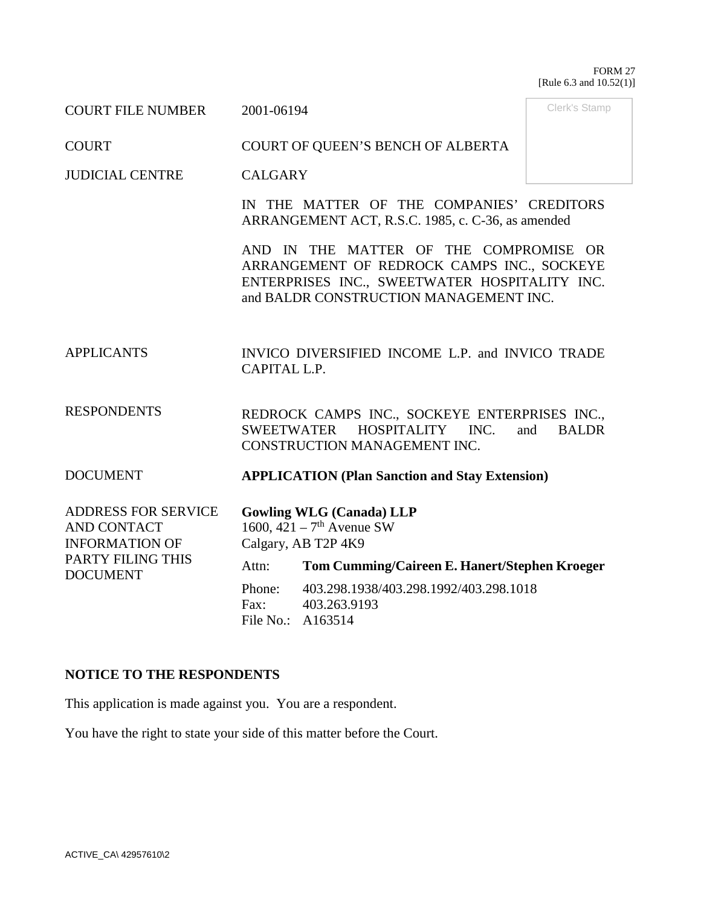FORM 27
[Rule 6.3 and 10.52(1)]

| | | |
|---|---|---|
| COURT FILE NUMBER | 2001-06194 | Clerk's Stamp |
| COURT | COURT OF QUEEN'S BENCH OF ALBERTA | |
| JUDICIAL CENTRE | CALGARY | |
| | IN THE MATTER OF THE COMPANIES' CREDITORS ARRANGEMENT ACT, R.S.C. 1985, c. C-36, as amended<br><br>AND IN THE MATTER OF THE COMPROMISE OR ARRANGEMENT OF REDROCK CAMPS INC., SOCKEYE ENTERPRISES INC., SWEETWATER HOSPITALITY INC. and BALDR CONSTRUCTION MANAGEMENT INC. | |
| APPLICANTS | INVICO DIVERSIFIED INCOME L.P. and INVICO TRADE CAPITAL L.P. | |
| RESPONDENTS | REDROCK CAMPS INC., SOCKEYE ENTERPRISES INC., SWEETWATER HOSPITALITY INC. and BALDR CONSTRUCTION MANAGEMENT INC. | |
| DOCUMENT | **APPLICATION (Plan Sanction and Stay Extension)** | |
| ADDRESS FOR SERVICE AND CONTACT INFORMATION OF PARTY FILING THIS DOCUMENT | **Gowling WLG (Canada) LLP**<br>1600, 421 – 7th Avenue SW<br>Calgary, AB T2P 4K9<br>Attn: **Tom Cumming/Caireen E. Hanert/Stephen Kroeger**<br>Phone: 403.298.1938/403.298.1992/403.298.1018<br>Fax: 403.263.9193<br>File No.: A163514 | |

**NOTICE TO THE RESPONDENTS**

This application is made against you. You are a respondent.

You have the right to state your side of this matter before the Court.

ACTIVE_CA\ 42957610\2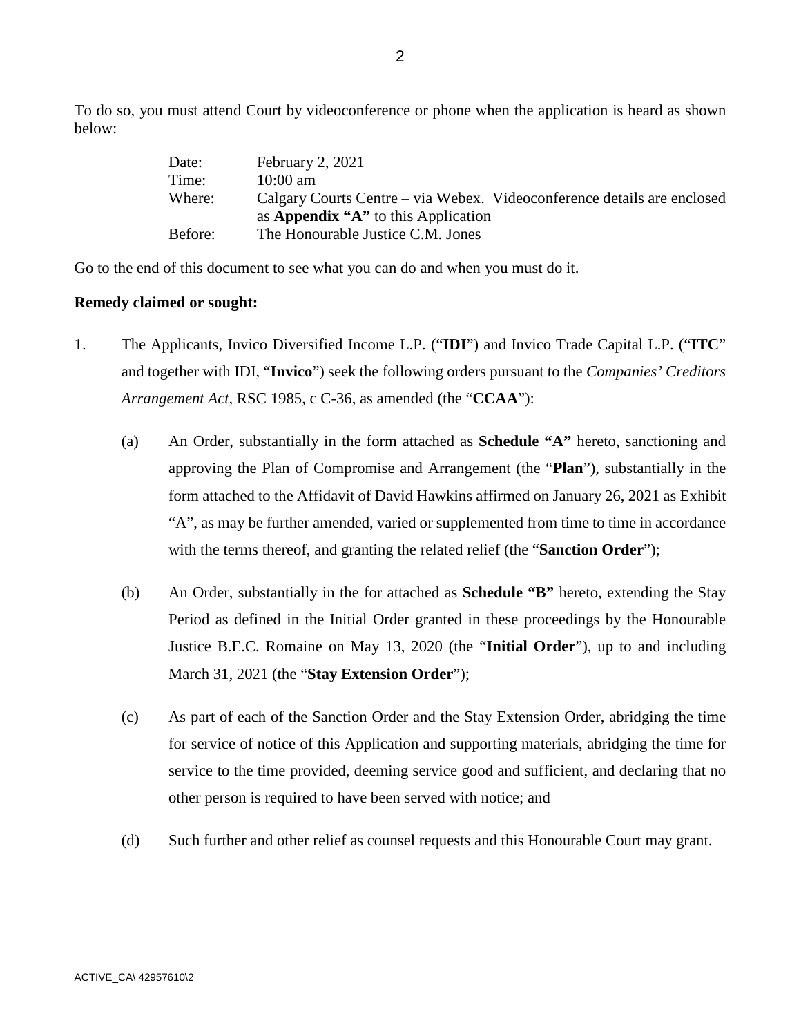To do so, you must attend Court by videoconference or phone when the application is heard as shown below:

| | |
|---|---|
| Date: | February 2, 2021 |
| Time: | 10:00 am |
| Where: | Calgary Courts Centre – via Webex. Videoconference details are enclosed as **Appendix "A"** to this Application |
| Before: | The Honourable Justice C.M. Jones |

Go to the end of this document to see what you can do and when you must do it.

**Remedy claimed or sought:**

1. The Applicants, Invico Diversified Income L.P. ("**IDI**") and Invico Trade Capital L.P. ("**ITC**" and together with IDI, "**Invico**") seek the following orders pursuant to the *Companies' Creditors Arrangement Act*, RSC 1985, c C-36, as amended (the "**CCAA**"):

   (a) An Order, substantially in the form attached as **Schedule "A"** hereto, sanctioning and approving the Plan of Compromise and Arrangement (the "**Plan**"), substantially in the form attached to the Affidavit of David Hawkins affirmed on January 26, 2021 as Exhibit "A", as may be further amended, varied or supplemented from time to time in accordance with the terms thereof, and granting the related relief (the "**Sanction Order**");

   (b) An Order, substantially in the for attached as **Schedule "B"** hereto, extending the Stay Period as defined in the Initial Order granted in these proceedings by the Honourable Justice B.E.C. Romaine on May 13, 2020 (the "**Initial Order**"), up to and including March 31, 2021 (the "**Stay Extension Order**");

   (c) As part of each of the Sanction Order and the Stay Extension Order, abridging the time for service of notice of this Application and supporting materials, abridging the time for service to the time provided, deeming service good and sufficient, and declaring that no other person is required to have been served with notice; and

   (d) Such further and other relief as counsel requests and this Honourable Court may grant.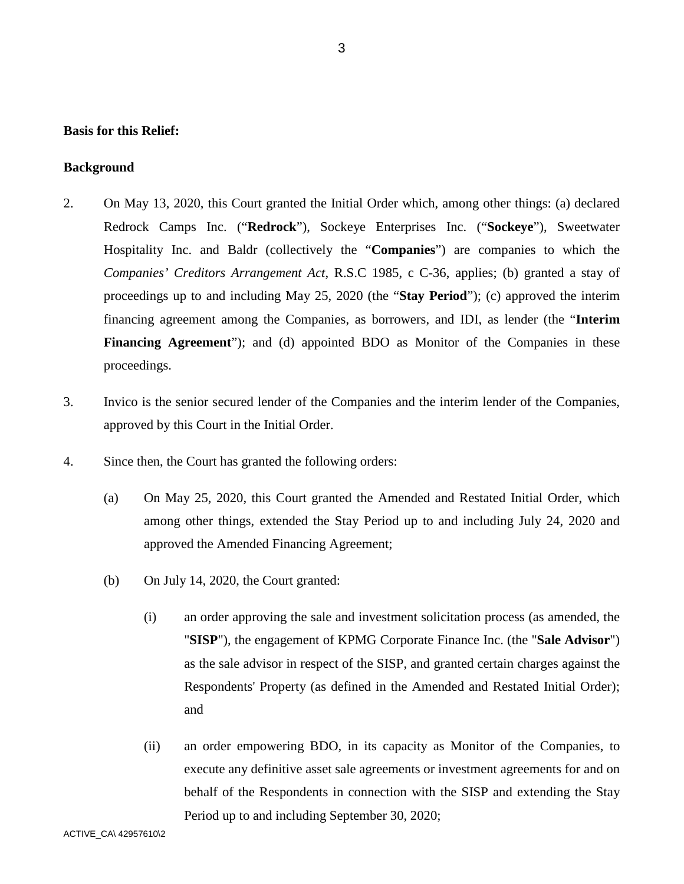**Basis for this Relief:**

**Background**

2. On May 13, 2020, this Court granted the Initial Order which, among other things: (a) declared Redrock Camps Inc. ("**Redrock**"), Sockeye Enterprises Inc. ("**Sockeye**"), Sweetwater Hospitality Inc. and Baldr (collectively the "**Companies**") are companies to which the *Companies' Creditors Arrangement Act*, R.S.C 1985, c C-36, applies; (b) granted a stay of proceedings up to and including May 25, 2020 (the "**Stay Period**"); (c) approved the interim financing agreement among the Companies, as borrowers, and IDI, as lender (the "**Interim Financing Agreement**"); and (d) appointed BDO as Monitor of the Companies in these proceedings.

3. Invico is the senior secured lender of the Companies and the interim lender of the Companies, approved by this Court in the Initial Order.

4. Since then, the Court has granted the following orders:

   (a) On May 25, 2020, this Court granted the Amended and Restated Initial Order, which among other things, extended the Stay Period up to and including July 24, 2020 and approved the Amended Financing Agreement;

   (b) On July 14, 2020, the Court granted:

      (i) an order approving the sale and investment solicitation process (as amended, the "**SISP**"), the engagement of KPMG Corporate Finance Inc. (the "**Sale Advisor**") as the sale advisor in respect of the SISP, and granted certain charges against the Respondents' Property (as defined in the Amended and Restated Initial Order); and

      (ii) an order empowering BDO, in its capacity as Monitor of the Companies, to execute any definitive asset sale agreements or investment agreements for and on behalf of the Respondents in connection with the SISP and extending the Stay Period up to and including September 30, 2020;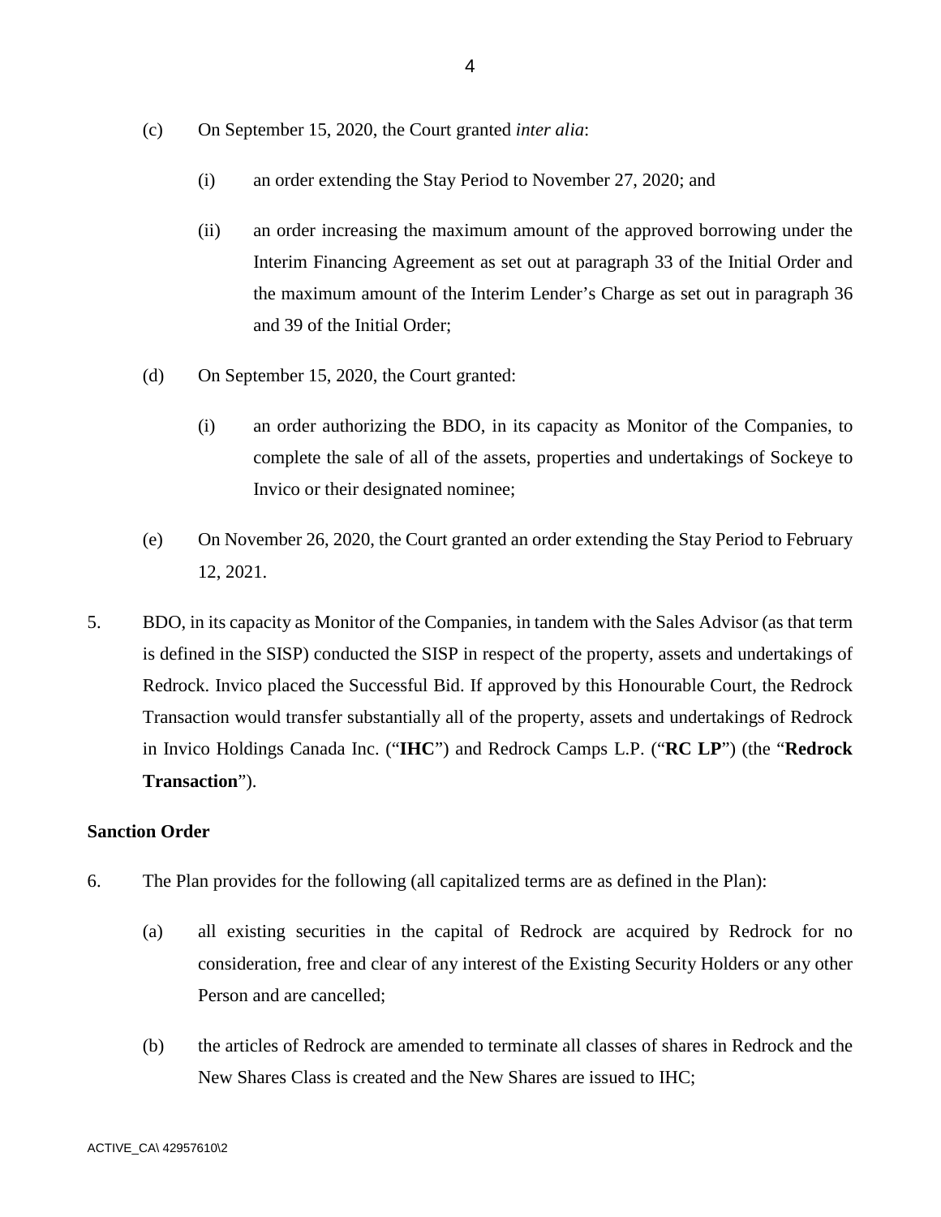(c) On September 15, 2020, the Court granted *inter alia*:

(i) an order extending the Stay Period to November 27, 2020; and

(ii) an order increasing the maximum amount of the approved borrowing under the Interim Financing Agreement as set out at paragraph 33 of the Initial Order and the maximum amount of the Interim Lender's Charge as set out in paragraph 36 and 39 of the Initial Order;

(d) On September 15, 2020, the Court granted:

(i) an order authorizing the BDO, in its capacity as Monitor of the Companies, to complete the sale of all of the assets, properties and undertakings of Sockeye to Invico or their designated nominee;

(e) On November 26, 2020, the Court granted an order extending the Stay Period to February 12, 2021.

5. BDO, in its capacity as Monitor of the Companies, in tandem with the Sales Advisor (as that term is defined in the SISP) conducted the SISP in respect of the property, assets and undertakings of Redrock. Invico placed the Successful Bid. If approved by this Honourable Court, the Redrock Transaction would transfer substantially all of the property, assets and undertakings of Redrock in Invico Holdings Canada Inc. ("**IHC**") and Redrock Camps L.P. ("**RC LP**") (the "**Redrock Transaction**").

**Sanction Order**

6. The Plan provides for the following (all capitalized terms are as defined in the Plan):

(a) all existing securities in the capital of Redrock are acquired by Redrock for no consideration, free and clear of any interest of the Existing Security Holders or any other Person and are cancelled;

(b) the articles of Redrock are amended to terminate all classes of shares in Redrock and the New Shares Class is created and the New Shares are issued to IHC;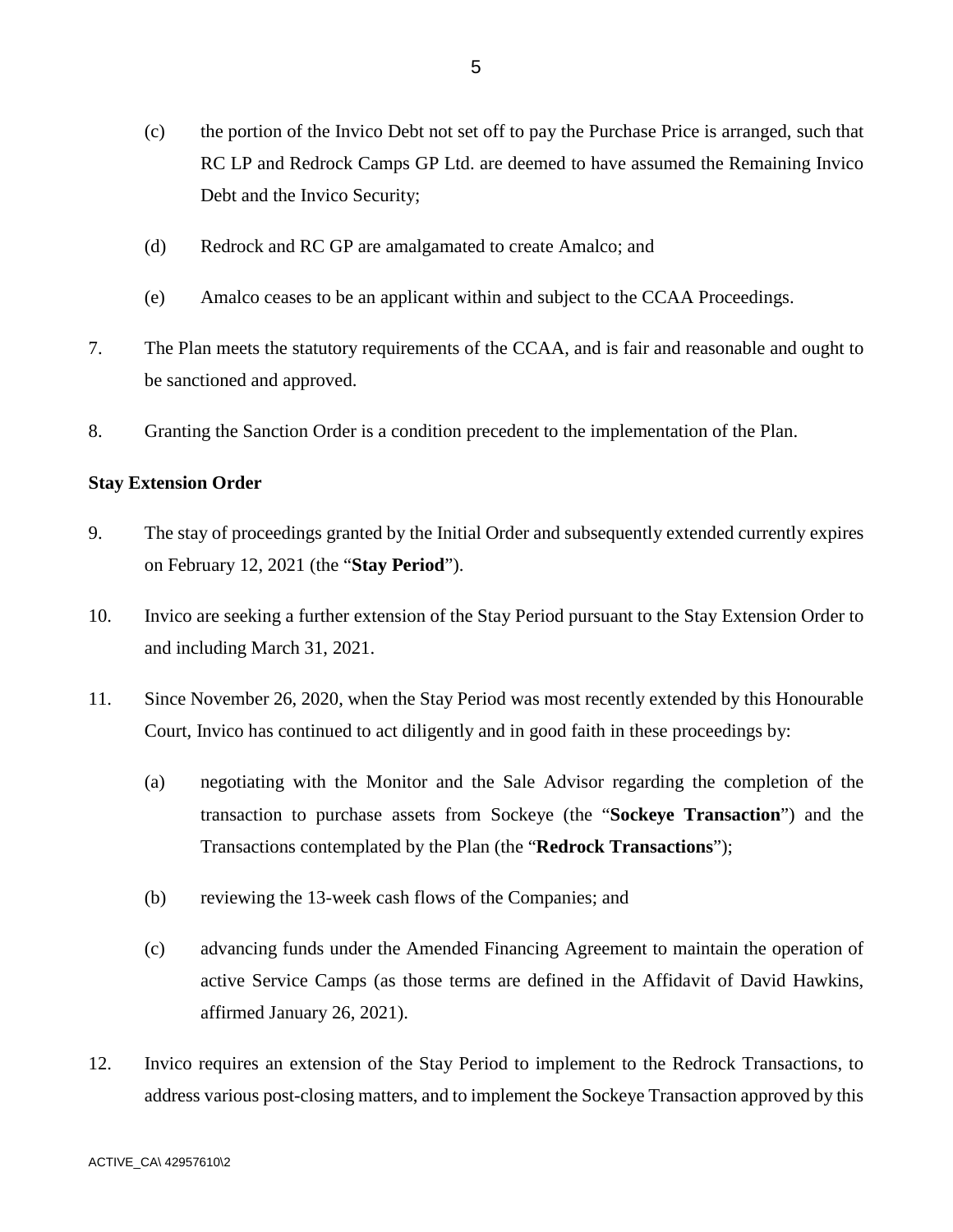(c) the portion of the Invico Debt not set off to pay the Purchase Price is arranged, such that RC LP and Redrock Camps GP Ltd. are deemed to have assumed the Remaining Invico Debt and the Invico Security;

(d) Redrock and RC GP are amalgamated to create Amalco; and

(e) Amalco ceases to be an applicant within and subject to the CCAA Proceedings.

7. The Plan meets the statutory requirements of the CCAA, and is fair and reasonable and ought to be sanctioned and approved.

8. Granting the Sanction Order is a condition precedent to the implementation of the Plan.

**Stay Extension Order**

9. The stay of proceedings granted by the Initial Order and subsequently extended currently expires on February 12, 2021 (the "**Stay Period**").

10. Invico are seeking a further extension of the Stay Period pursuant to the Stay Extension Order to and including March 31, 2021.

11. Since November 26, 2020, when the Stay Period was most recently extended by this Honourable Court, Invico has continued to act diligently and in good faith in these proceedings by:

(a) negotiating with the Monitor and the Sale Advisor regarding the completion of the transaction to purchase assets from Sockeye (the "**Sockeye Transaction**") and the Transactions contemplated by the Plan (the "**Redrock Transactions**");

(b) reviewing the 13-week cash flows of the Companies; and

(c) advancing funds under the Amended Financing Agreement to maintain the operation of active Service Camps (as those terms are defined in the Affidavit of David Hawkins, affirmed January 26, 2021).

12. Invico requires an extension of the Stay Period to implement to the Redrock Transactions, to address various post-closing matters, and to implement the Sockeye Transaction approved by this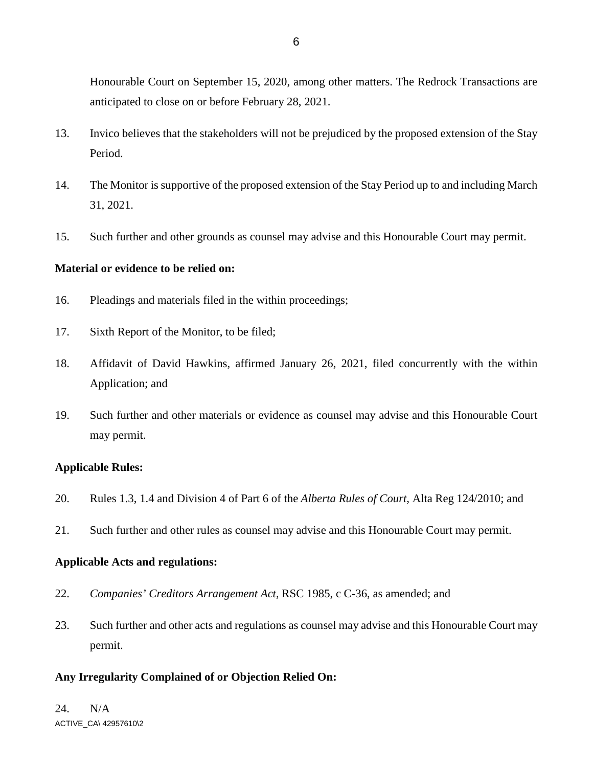Honourable Court on September 15, 2020, among other matters. The Redrock Transactions are anticipated to close on or before February 28, 2021.

13. Invico believes that the stakeholders will not be prejudiced by the proposed extension of the Stay Period.

14. The Monitor is supportive of the proposed extension of the Stay Period up to and including March 31, 2021.

15. Such further and other grounds as counsel may advise and this Honourable Court may permit.

**Material or evidence to be relied on:**

16. Pleadings and materials filed in the within proceedings;

17. Sixth Report of the Monitor, to be filed;

18. Affidavit of David Hawkins, affirmed January 26, 2021, filed concurrently with the within Application; and

19. Such further and other materials or evidence as counsel may advise and this Honourable Court may permit.

**Applicable Rules:**

20. Rules 1.3, 1.4 and Division 4 of Part 6 of the *Alberta Rules of Court*, Alta Reg 124/2010; and

21. Such further and other rules as counsel may advise and this Honourable Court may permit.

**Applicable Acts and regulations:**

22. *Companies' Creditors Arrangement Act*, RSC 1985, c C-36, as amended; and

23. Such further and other acts and regulations as counsel may advise and this Honourable Court may permit.

**Any Irregularity Complained of or Objection Relied On:**

24. N/A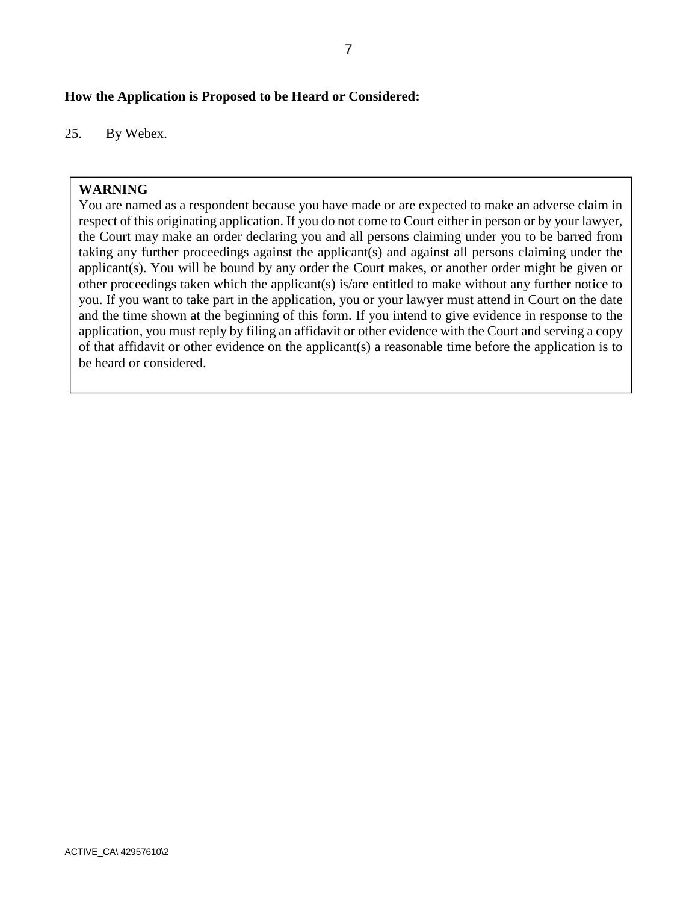**How the Application is Proposed to be Heard or Considered:**

25. By Webex.

> **WARNING**
> You are named as a respondent because you have made or are expected to make an adverse claim in respect of this originating application. If you do not come to Court either in person or by your lawyer, the Court may make an order declaring you and all persons claiming under you to be barred from taking any further proceedings against the applicant(s) and against all persons claiming under the applicant(s). You will be bound by any order the Court makes, or another order might be given or other proceedings taken which the applicant(s) is/are entitled to make without any further notice to you. If you want to take part in the application, you or your lawyer must attend in Court on the date and the time shown at the beginning of this form. If you intend to give evidence in response to the application, you must reply by filing an affidavit or other evidence with the Court and serving a copy of that affidavit or other evidence on the applicant(s) a reasonable time before the application is to be heard or considered.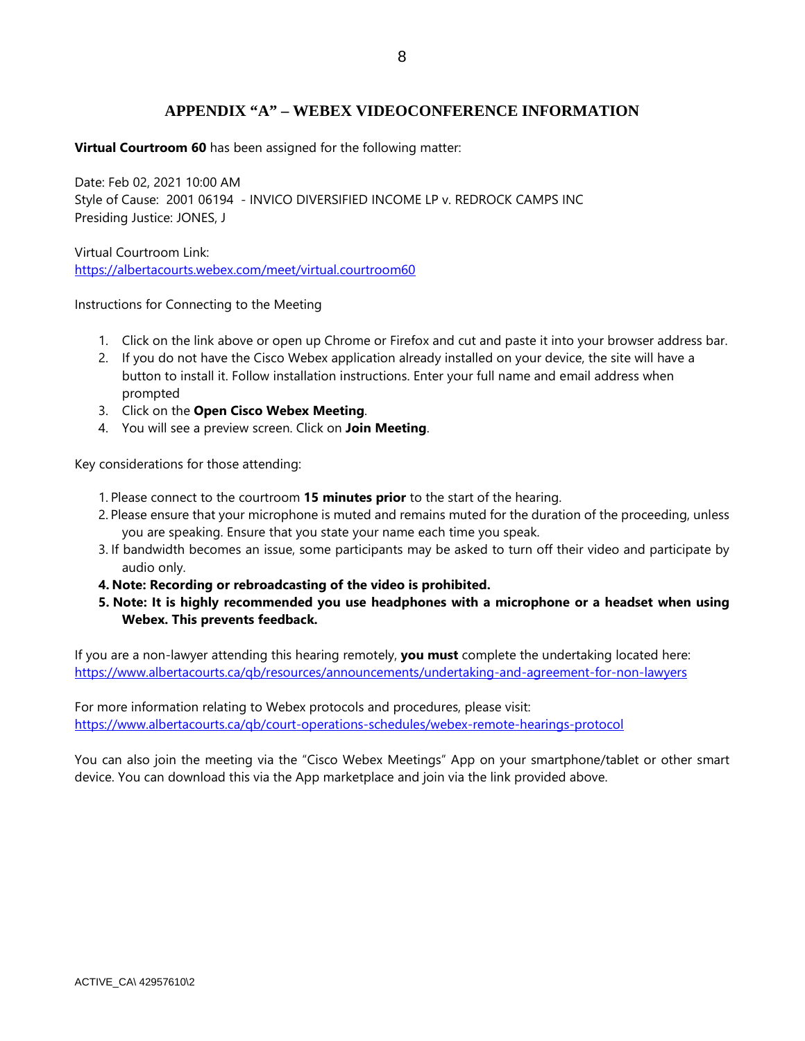## APPENDIX "A" – WEBEX VIDEOCONFERENCE INFORMATION

**Virtual Courtroom 60** has been assigned for the following matter:

Date: Feb 02, 2021 10:00 AM
Style of Cause: 2001 06194 - INVICO DIVERSIFIED INCOME LP v. REDROCK CAMPS INC
Presiding Justice: JONES, J

Virtual Courtroom Link:
https://albertacourts.webex.com/meet/virtual.courtroom60

Instructions for Connecting to the Meeting

1. Click on the link above or open up Chrome or Firefox and cut and paste it into your browser address bar.
2. If you do not have the Cisco Webex application already installed on your device, the site will have a button to install it. Follow installation instructions. Enter your full name and email address when prompted
3. Click on the **Open Cisco Webex Meeting**.
4. You will see a preview screen. Click on **Join Meeting**.

Key considerations for those attending:

1. Please connect to the courtroom **15 minutes prior** to the start of the hearing.
2. Please ensure that your microphone is muted and remains muted for the duration of the proceeding, unless you are speaking. Ensure that you state your name each time you speak.
3. If bandwidth becomes an issue, some participants may be asked to turn off their video and participate by audio only.
4. **Note: Recording or rebroadcasting of the video is prohibited.**
5. **Note: It is highly recommended you use headphones with a microphone or a headset when using Webex. This prevents feedback.**

If you are a non-lawyer attending this hearing remotely, **you must** complete the undertaking located here:
https://www.albertacourts.ca/qb/resources/announcements/undertaking-and-agreement-for-non-lawyers

For more information relating to Webex protocols and procedures, please visit:
https://www.albertacourts.ca/qb/court-operations-schedules/webex-remote-hearings-protocol

You can also join the meeting via the "Cisco Webex Meetings" App on your smartphone/tablet or other smart device. You can download this via the App marketplace and join via the link provided above.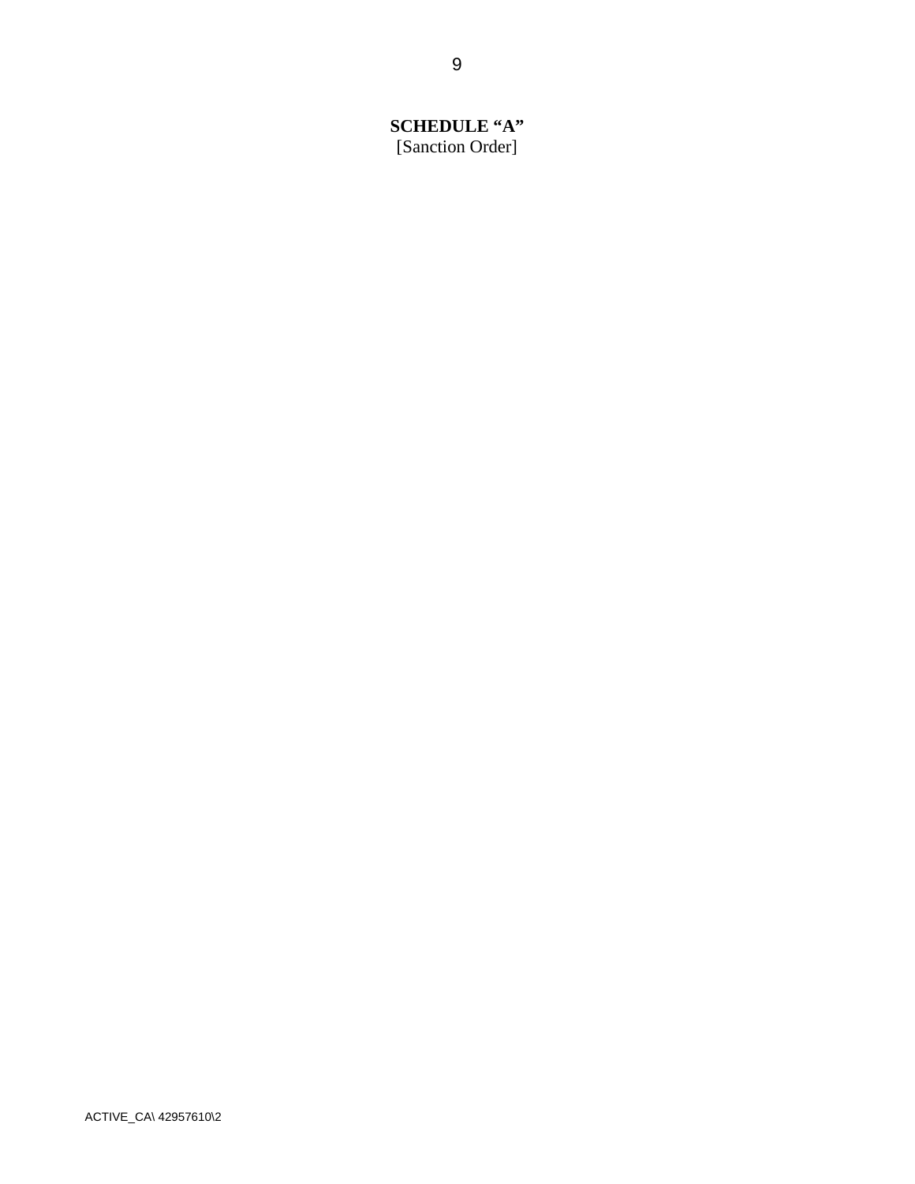**SCHEDULE "A"**

[Sanction Order]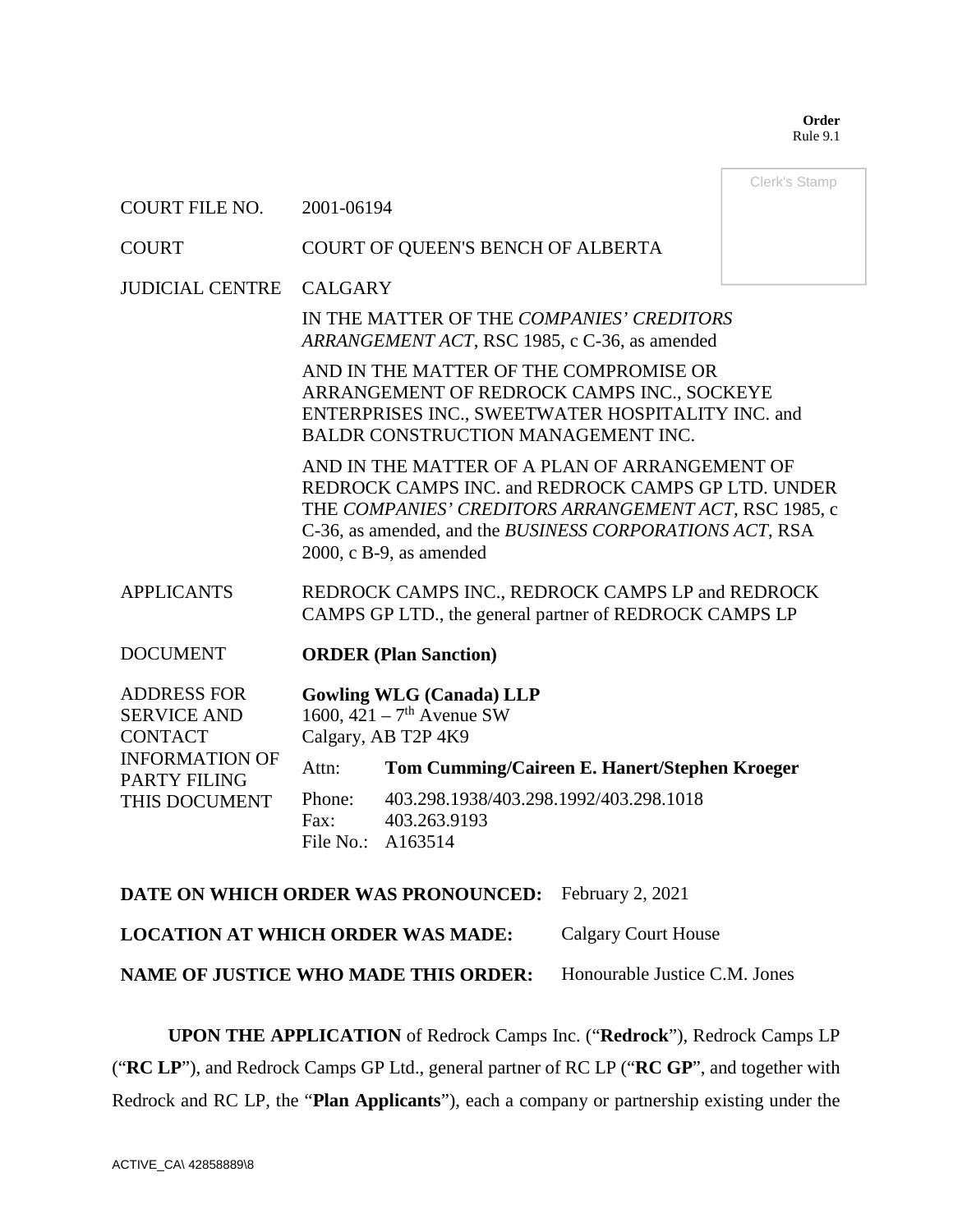**Order**
Rule 9.1

Clerk's Stamp

| | |
|---|---|
| COURT FILE NO. | 2001-06194 |
| COURT | COURT OF QUEEN'S BENCH OF ALBERTA |
| JUDICIAL CENTRE | CALGARY |
| | IN THE MATTER OF THE *COMPANIES' CREDITORS ARRANGEMENT ACT*, RSC 1985, c C-36, as amended |
| | AND IN THE MATTER OF THE COMPROMISE OR ARRANGEMENT OF REDROCK CAMPS INC., SOCKEYE ENTERPRISES INC., SWEETWATER HOSPITALITY INC. and BALDR CONSTRUCTION MANAGEMENT INC. |
| | AND IN THE MATTER OF A PLAN OF ARRANGEMENT OF REDROCK CAMPS INC. and REDROCK CAMPS GP LTD. UNDER THE *COMPANIES' CREDITORS ARRANGEMENT ACT*, RSC 1985, c C-36, as amended, and the *BUSINESS CORPORATIONS ACT*, RSA 2000, c B-9, as amended |
| APPLICANTS | REDROCK CAMPS INC., REDROCK CAMPS LP and REDROCK CAMPS GP LTD., the general partner of REDROCK CAMPS LP |
| DOCUMENT | **ORDER (Plan Sanction)** |
| ADDRESS FOR SERVICE AND CONTACT INFORMATION OF PARTY FILING THIS DOCUMENT | **Gowling WLG (Canada) LLP**<br>1600, 421 – 7th Avenue SW<br>Calgary, AB T2P 4K9<br>Attn: **Tom Cumming/Caireen E. Hanert/Stephen Kroeger**<br>Phone: 403.298.1938/403.298.1992/403.298.1018<br>Fax: 403.263.9193<br>File No.: A163514 |

**DATE ON WHICH ORDER WAS PRONOUNCED:** February 2, 2021

**LOCATION AT WHICH ORDER WAS MADE:** Calgary Court House

**NAME OF JUSTICE WHO MADE THIS ORDER:** Honourable Justice C.M. Jones

**UPON THE APPLICATION** of Redrock Camps Inc. ("**Redrock**"), Redrock Camps LP ("**RC LP**"), and Redrock Camps GP Ltd., general partner of RC LP ("**RC GP**", and together with Redrock and RC LP, the "**Plan Applicants**"), each a company or partnership existing under the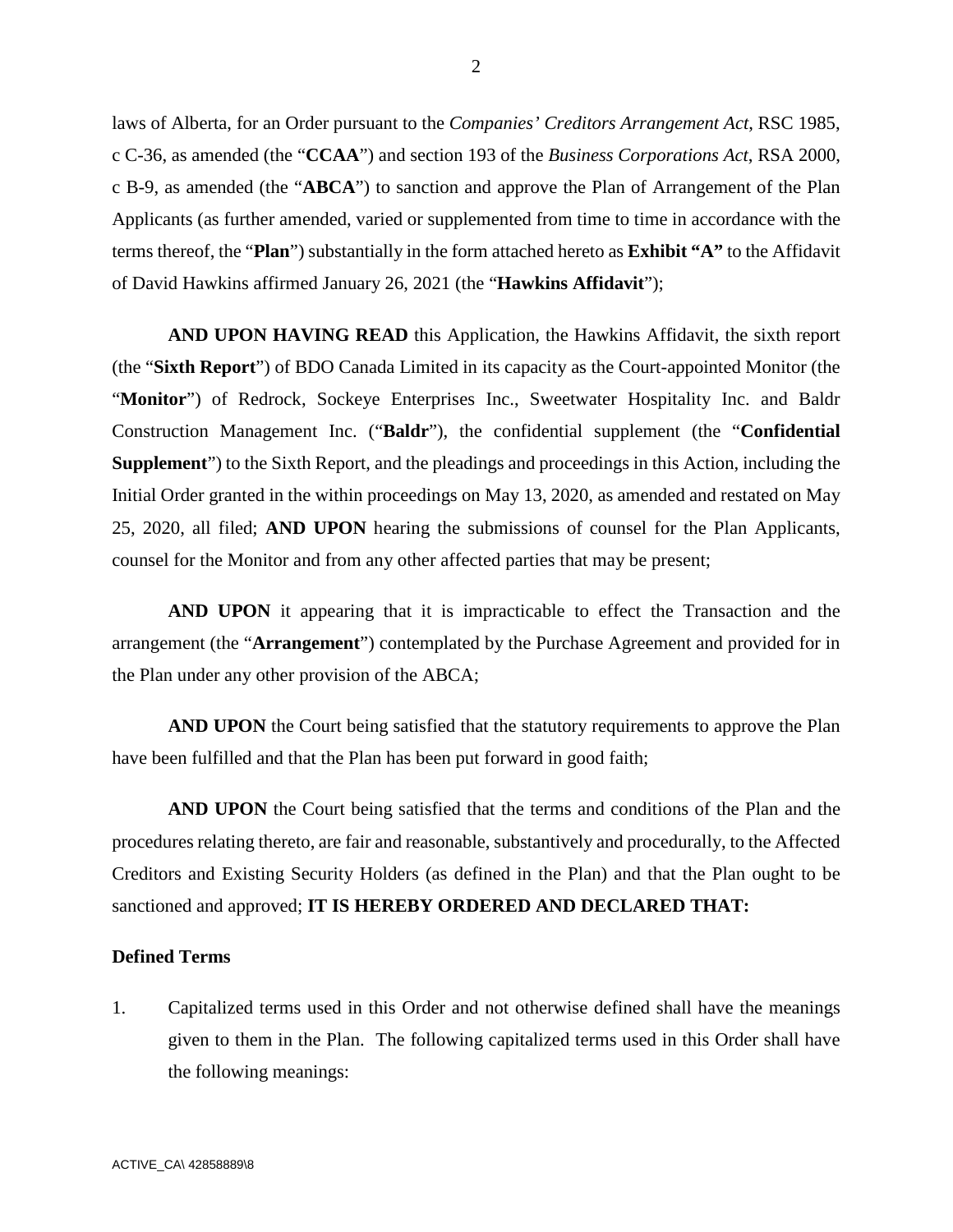laws of Alberta, for an Order pursuant to the *Companies' Creditors Arrangement Act*, RSC 1985, c C-36, as amended (the "**CCAA**") and section 193 of the *Business Corporations Act*, RSA 2000, c B-9, as amended (the "**ABCA**") to sanction and approve the Plan of Arrangement of the Plan Applicants (as further amended, varied or supplemented from time to time in accordance with the terms thereof, the "**Plan**") substantially in the form attached hereto as **Exhibit "A"** to the Affidavit of David Hawkins affirmed January 26, 2021 (the "**Hawkins Affidavit**");

**AND UPON HAVING READ** this Application, the Hawkins Affidavit, the sixth report (the "**Sixth Report**") of BDO Canada Limited in its capacity as the Court-appointed Monitor (the "**Monitor**") of Redrock, Sockeye Enterprises Inc., Sweetwater Hospitality Inc. and Baldr Construction Management Inc. ("**Baldr**"), the confidential supplement (the "**Confidential Supplement**") to the Sixth Report, and the pleadings and proceedings in this Action, including the Initial Order granted in the within proceedings on May 13, 2020, as amended and restated on May 25, 2020, all filed; **AND UPON** hearing the submissions of counsel for the Plan Applicants, counsel for the Monitor and from any other affected parties that may be present;

**AND UPON** it appearing that it is impracticable to effect the Transaction and the arrangement (the "**Arrangement**") contemplated by the Purchase Agreement and provided for in the Plan under any other provision of the ABCA;

**AND UPON** the Court being satisfied that the statutory requirements to approve the Plan have been fulfilled and that the Plan has been put forward in good faith;

**AND UPON** the Court being satisfied that the terms and conditions of the Plan and the procedures relating thereto, are fair and reasonable, substantively and procedurally, to the Affected Creditors and Existing Security Holders (as defined in the Plan) and that the Plan ought to be sanctioned and approved; **IT IS HEREBY ORDERED AND DECLARED THAT:**

**Defined Terms**

1. Capitalized terms used in this Order and not otherwise defined shall have the meanings given to them in the Plan. The following capitalized terms used in this Order shall have the following meanings: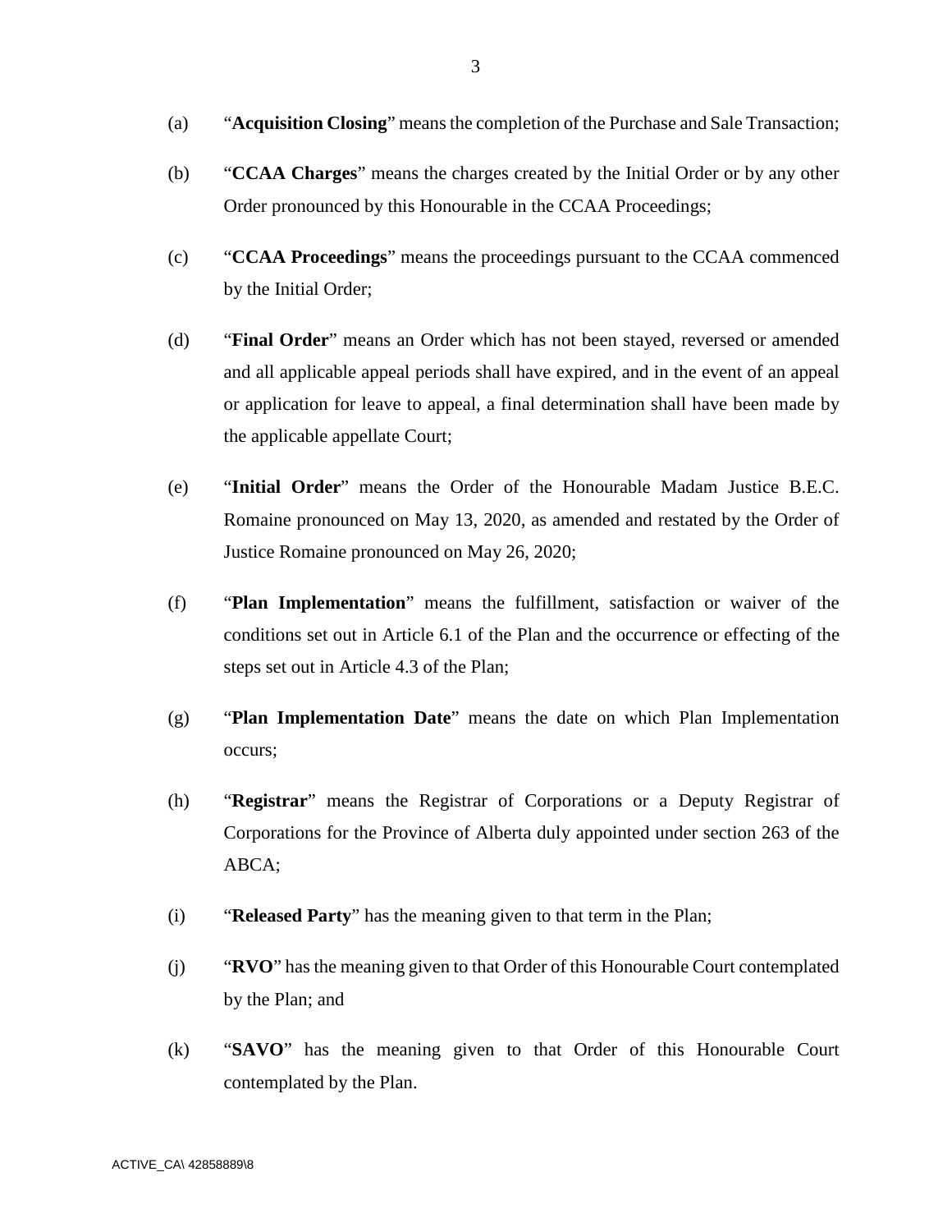(a) "**Acquisition Closing**" means the completion of the Purchase and Sale Transaction;

(b) "**CCAA Charges**" means the charges created by the Initial Order or by any other Order pronounced by this Honourable in the CCAA Proceedings;

(c) "**CCAA Proceedings**" means the proceedings pursuant to the CCAA commenced by the Initial Order;

(d) "**Final Order**" means an Order which has not been stayed, reversed or amended and all applicable appeal periods shall have expired, and in the event of an appeal or application for leave to appeal, a final determination shall have been made by the applicable appellate Court;

(e) "**Initial Order**" means the Order of the Honourable Madam Justice B.E.C. Romaine pronounced on May 13, 2020, as amended and restated by the Order of Justice Romaine pronounced on May 26, 2020;

(f) "**Plan Implementation**" means the fulfillment, satisfaction or waiver of the conditions set out in Article 6.1 of the Plan and the occurrence or effecting of the steps set out in Article 4.3 of the Plan;

(g) "**Plan Implementation Date**" means the date on which Plan Implementation occurs;

(h) "**Registrar**" means the Registrar of Corporations or a Deputy Registrar of Corporations for the Province of Alberta duly appointed under section 263 of the ABCA;

(i) "**Released Party**" has the meaning given to that term in the Plan;

(j) "**RVO**" has the meaning given to that Order of this Honourable Court contemplated by the Plan; and

(k) "**SAVO**" has the meaning given to that Order of this Honourable Court contemplated by the Plan.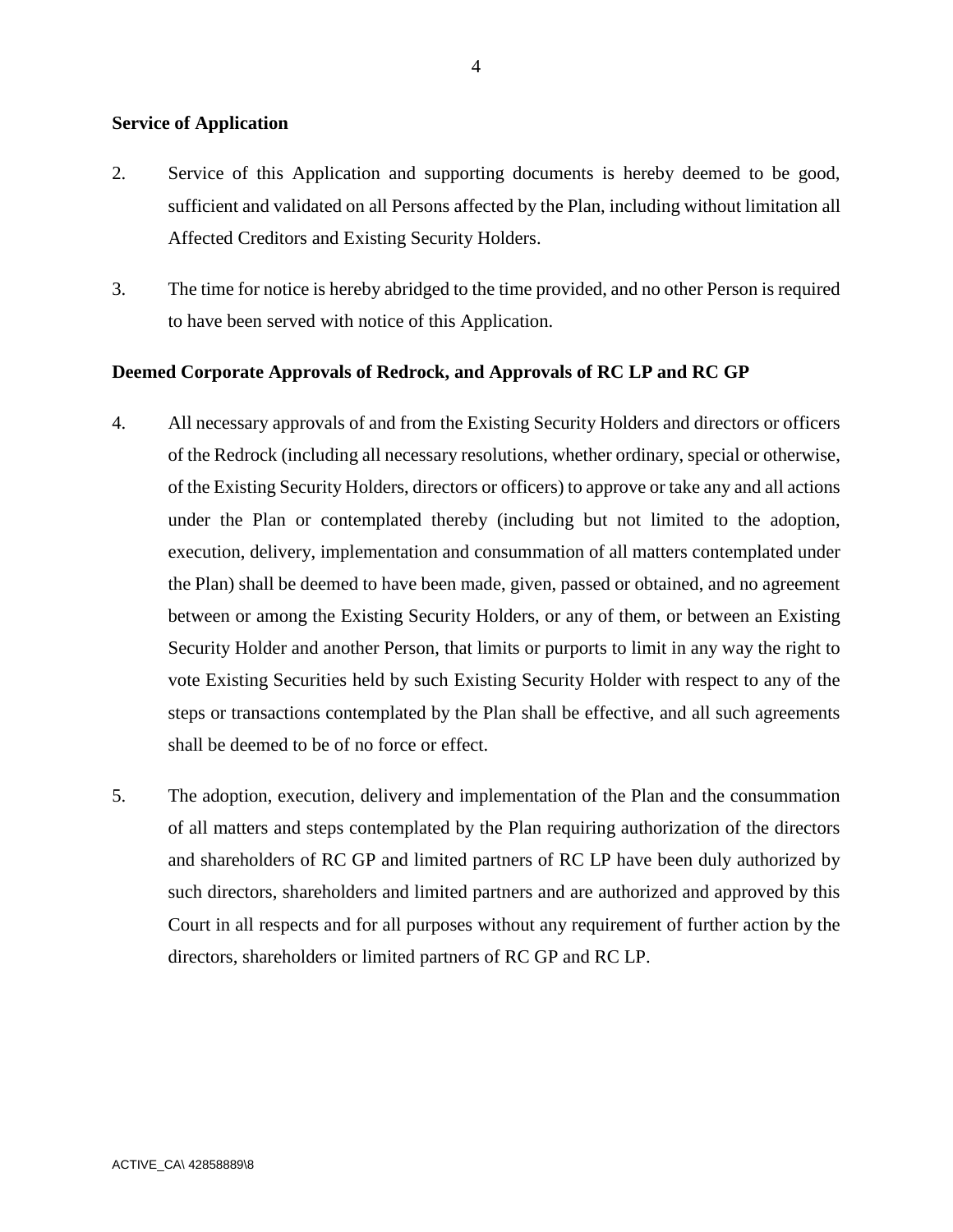**Service of Application**

2. Service of this Application and supporting documents is hereby deemed to be good, sufficient and validated on all Persons affected by the Plan, including without limitation all Affected Creditors and Existing Security Holders.

3. The time for notice is hereby abridged to the time provided, and no other Person is required to have been served with notice of this Application.

**Deemed Corporate Approvals of Redrock, and Approvals of RC LP and RC GP**

4. All necessary approvals of and from the Existing Security Holders and directors or officers of the Redrock (including all necessary resolutions, whether ordinary, special or otherwise, of the Existing Security Holders, directors or officers) to approve or take any and all actions under the Plan or contemplated thereby (including but not limited to the adoption, execution, delivery, implementation and consummation of all matters contemplated under the Plan) shall be deemed to have been made, given, passed or obtained, and no agreement between or among the Existing Security Holders, or any of them, or between an Existing Security Holder and another Person, that limits or purports to limit in any way the right to vote Existing Securities held by such Existing Security Holder with respect to any of the steps or transactions contemplated by the Plan shall be effective, and all such agreements shall be deemed to be of no force or effect.

5. The adoption, execution, delivery and implementation of the Plan and the consummation of all matters and steps contemplated by the Plan requiring authorization of the directors and shareholders of RC GP and limited partners of RC LP have been duly authorized by such directors, shareholders and limited partners and are authorized and approved by this Court in all respects and for all purposes without any requirement of further action by the directors, shareholders or limited partners of RC GP and RC LP.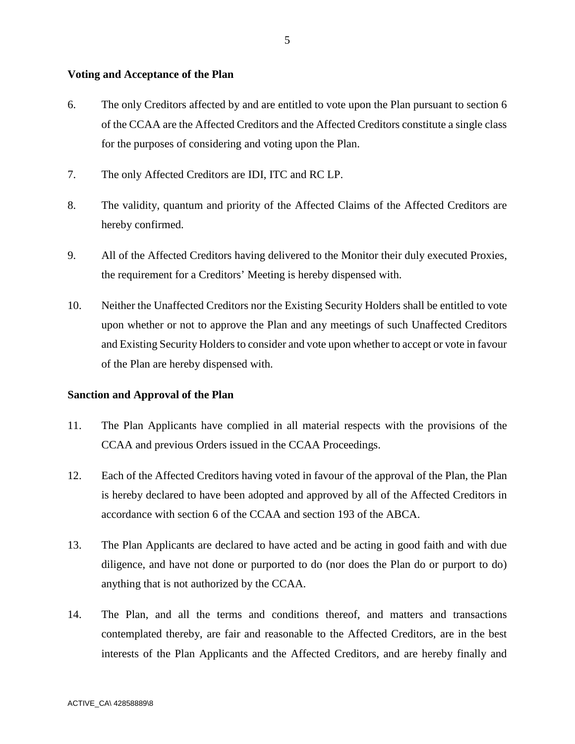### Voting and Acceptance of the Plan

6. The only Creditors affected by and are entitled to vote upon the Plan pursuant to section 6 of the CCAA are the Affected Creditors and the Affected Creditors constitute a single class for the purposes of considering and voting upon the Plan.

7. The only Affected Creditors are IDI, ITC and RC LP.

8. The validity, quantum and priority of the Affected Claims of the Affected Creditors are hereby confirmed.

9. All of the Affected Creditors having delivered to the Monitor their duly executed Proxies, the requirement for a Creditors' Meeting is hereby dispensed with.

10. Neither the Unaffected Creditors nor the Existing Security Holders shall be entitled to vote upon whether or not to approve the Plan and any meetings of such Unaffected Creditors and Existing Security Holders to consider and vote upon whether to accept or vote in favour of the Plan are hereby dispensed with.

### Sanction and Approval of the Plan

11. The Plan Applicants have complied in all material respects with the provisions of the CCAA and previous Orders issued in the CCAA Proceedings.

12. Each of the Affected Creditors having voted in favour of the approval of the Plan, the Plan is hereby declared to have been adopted and approved by all of the Affected Creditors in accordance with section 6 of the CCAA and section 193 of the ABCA.

13. The Plan Applicants are declared to have acted and be acting in good faith and with due diligence, and have not done or purported to do (nor does the Plan do or purport to do) anything that is not authorized by the CCAA.

14. The Plan, and all the terms and conditions thereof, and matters and transactions contemplated thereby, are fair and reasonable to the Affected Creditors, are in the best interests of the Plan Applicants and the Affected Creditors, and are hereby finally and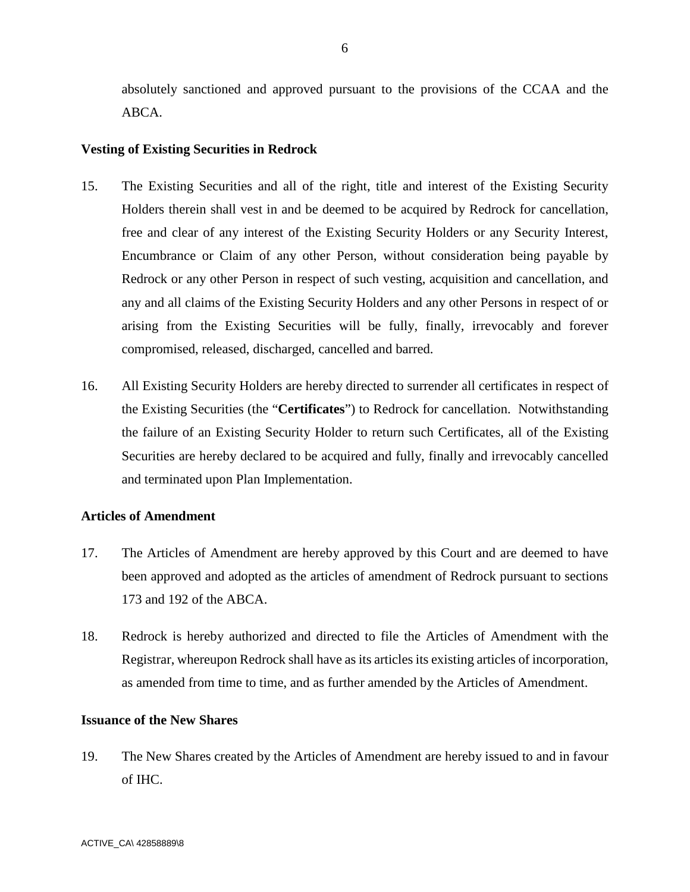absolutely sanctioned and approved pursuant to the provisions of the CCAA and the ABCA.

**Vesting of Existing Securities in Redrock**

15. The Existing Securities and all of the right, title and interest of the Existing Security Holders therein shall vest in and be deemed to be acquired by Redrock for cancellation, free and clear of any interest of the Existing Security Holders or any Security Interest, Encumbrance or Claim of any other Person, without consideration being payable by Redrock or any other Person in respect of such vesting, acquisition and cancellation, and any and all claims of the Existing Security Holders and any other Persons in respect of or arising from the Existing Securities will be fully, finally, irrevocably and forever compromised, released, discharged, cancelled and barred.

16. All Existing Security Holders are hereby directed to surrender all certificates in respect of the Existing Securities (the "**Certificates**") to Redrock for cancellation. Notwithstanding the failure of an Existing Security Holder to return such Certificates, all of the Existing Securities are hereby declared to be acquired and fully, finally and irrevocably cancelled and terminated upon Plan Implementation.

**Articles of Amendment**

17. The Articles of Amendment are hereby approved by this Court and are deemed to have been approved and adopted as the articles of amendment of Redrock pursuant to sections 173 and 192 of the ABCA.

18. Redrock is hereby authorized and directed to file the Articles of Amendment with the Registrar, whereupon Redrock shall have as its articles its existing articles of incorporation, as amended from time to time, and as further amended by the Articles of Amendment.

**Issuance of the New Shares**

19. The New Shares created by the Articles of Amendment are hereby issued to and in favour of IHC.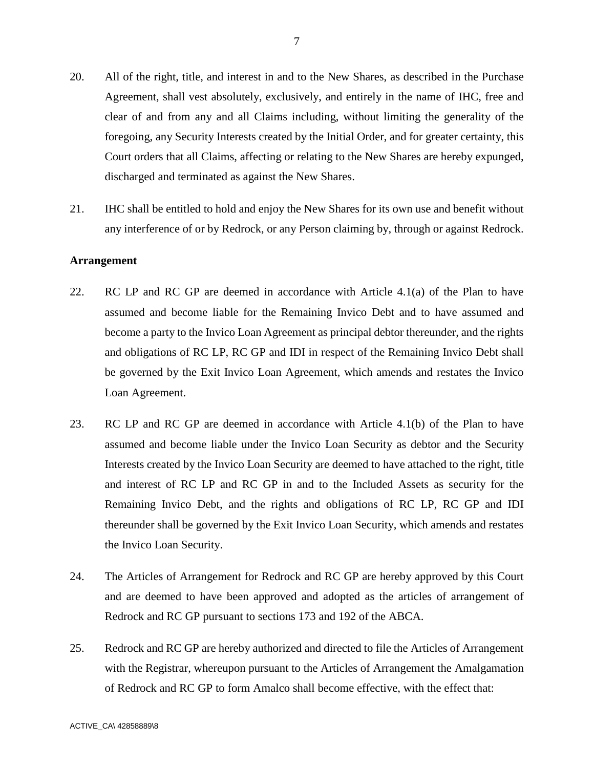20. All of the right, title, and interest in and to the New Shares, as described in the Purchase Agreement, shall vest absolutely, exclusively, and entirely in the name of IHC, free and clear of and from any and all Claims including, without limiting the generality of the foregoing, any Security Interests created by the Initial Order, and for greater certainty, this Court orders that all Claims, affecting or relating to the New Shares are hereby expunged, discharged and terminated as against the New Shares.

21. IHC shall be entitled to hold and enjoy the New Shares for its own use and benefit without any interference of or by Redrock, or any Person claiming by, through or against Redrock.

**Arrangement**

22. RC LP and RC GP are deemed in accordance with Article 4.1(a) of the Plan to have assumed and become liable for the Remaining Invico Debt and to have assumed and become a party to the Invico Loan Agreement as principal debtor thereunder, and the rights and obligations of RC LP, RC GP and IDI in respect of the Remaining Invico Debt shall be governed by the Exit Invico Loan Agreement, which amends and restates the Invico Loan Agreement.

23. RC LP and RC GP are deemed in accordance with Article 4.1(b) of the Plan to have assumed and become liable under the Invico Loan Security as debtor and the Security Interests created by the Invico Loan Security are deemed to have attached to the right, title and interest of RC LP and RC GP in and to the Included Assets as security for the Remaining Invico Debt, and the rights and obligations of RC LP, RC GP and IDI thereunder shall be governed by the Exit Invico Loan Security, which amends and restates the Invico Loan Security.

24. The Articles of Arrangement for Redrock and RC GP are hereby approved by this Court and are deemed to have been approved and adopted as the articles of arrangement of Redrock and RC GP pursuant to sections 173 and 192 of the ABCA.

25. Redrock and RC GP are hereby authorized and directed to file the Articles of Arrangement with the Registrar, whereupon pursuant to the Articles of Arrangement the Amalgamation of Redrock and RC GP to form Amalco shall become effective, with the effect that: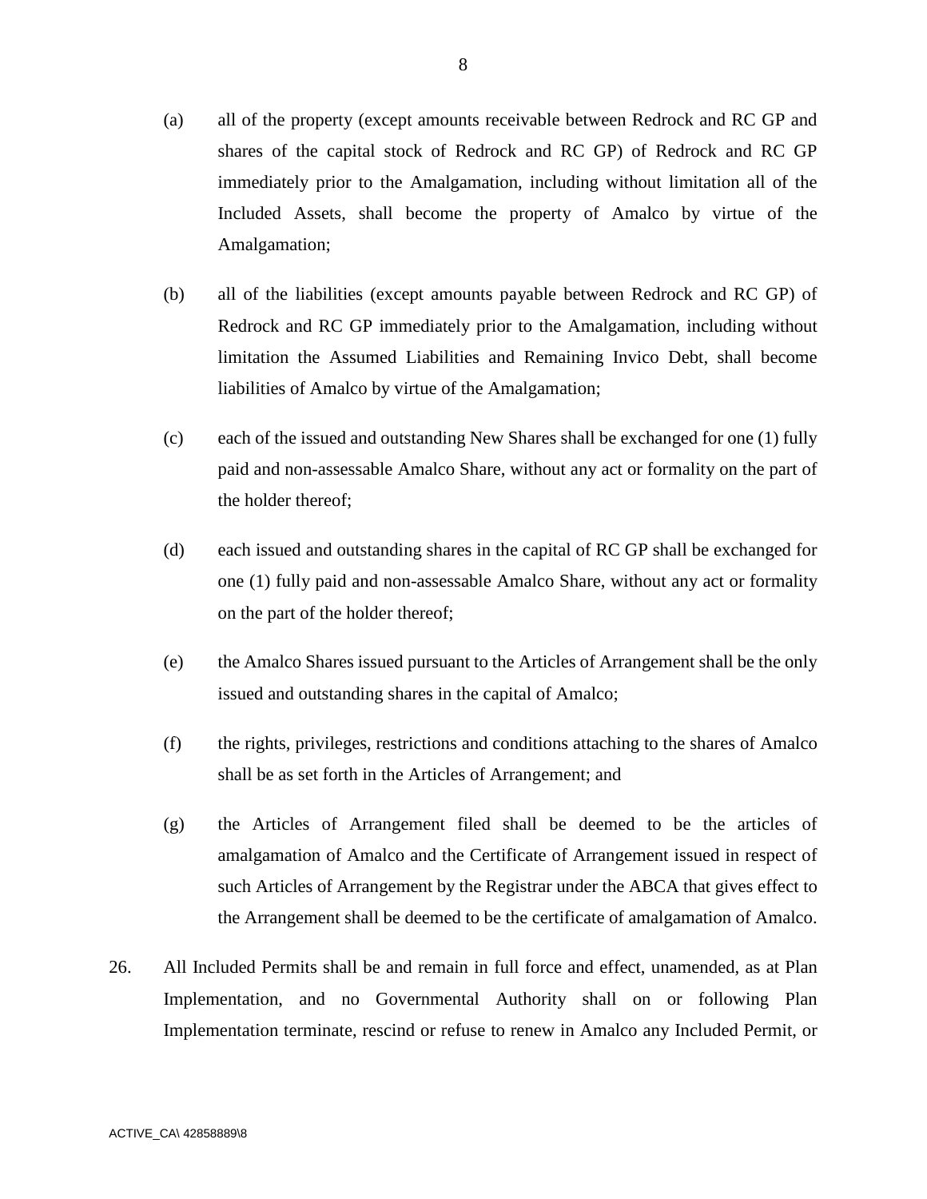(a) all of the property (except amounts receivable between Redrock and RC GP and shares of the capital stock of Redrock and RC GP) of Redrock and RC GP immediately prior to the Amalgamation, including without limitation all of the Included Assets, shall become the property of Amalco by virtue of the Amalgamation;

(b) all of the liabilities (except amounts payable between Redrock and RC GP) of Redrock and RC GP immediately prior to the Amalgamation, including without limitation the Assumed Liabilities and Remaining Invico Debt, shall become liabilities of Amalco by virtue of the Amalgamation;

(c) each of the issued and outstanding New Shares shall be exchanged for one (1) fully paid and non-assessable Amalco Share, without any act or formality on the part of the holder thereof;

(d) each issued and outstanding shares in the capital of RC GP shall be exchanged for one (1) fully paid and non-assessable Amalco Share, without any act or formality on the part of the holder thereof;

(e) the Amalco Shares issued pursuant to the Articles of Arrangement shall be the only issued and outstanding shares in the capital of Amalco;

(f) the rights, privileges, restrictions and conditions attaching to the shares of Amalco shall be as set forth in the Articles of Arrangement; and

(g) the Articles of Arrangement filed shall be deemed to be the articles of amalgamation of Amalco and the Certificate of Arrangement issued in respect of such Articles of Arrangement by the Registrar under the ABCA that gives effect to the Arrangement shall be deemed to be the certificate of amalgamation of Amalco.

26. All Included Permits shall be and remain in full force and effect, unamended, as at Plan Implementation, and no Governmental Authority shall on or following Plan Implementation terminate, rescind or refuse to renew in Amalco any Included Permit, or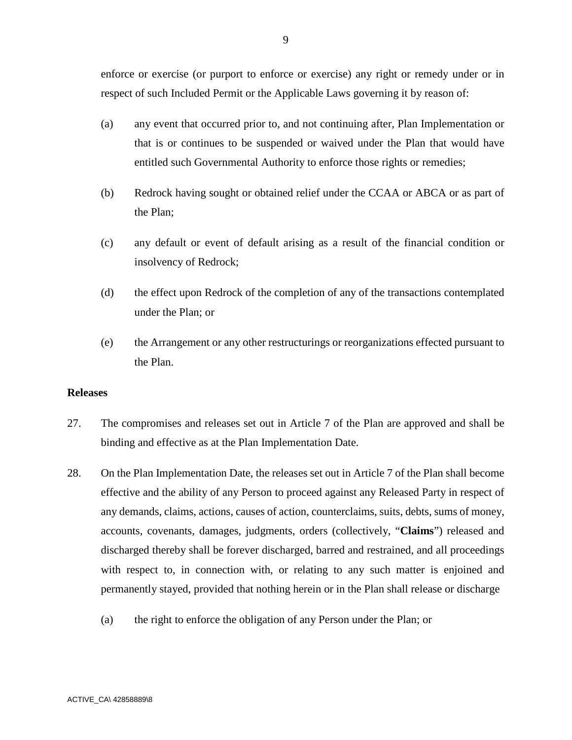enforce or exercise (or purport to enforce or exercise) any right or remedy under or in respect of such Included Permit or the Applicable Laws governing it by reason of:

(a) any event that occurred prior to, and not continuing after, Plan Implementation or that is or continues to be suspended or waived under the Plan that would have entitled such Governmental Authority to enforce those rights or remedies;

(b) Redrock having sought or obtained relief under the CCAA or ABCA or as part of the Plan;

(c) any default or event of default arising as a result of the financial condition or insolvency of Redrock;

(d) the effect upon Redrock of the completion of any of the transactions contemplated under the Plan; or

(e) the Arrangement or any other restructurings or reorganizations effected pursuant to the Plan.

**Releases**

27. The compromises and releases set out in Article 7 of the Plan are approved and shall be binding and effective as at the Plan Implementation Date.

28. On the Plan Implementation Date, the releases set out in Article 7 of the Plan shall become effective and the ability of any Person to proceed against any Released Party in respect of any demands, claims, actions, causes of action, counterclaims, suits, debts, sums of money, accounts, covenants, damages, judgments, orders (collectively, "**Claims**") released and discharged thereby shall be forever discharged, barred and restrained, and all proceedings with respect to, in connection with, or relating to any such matter is enjoined and permanently stayed, provided that nothing herein or in the Plan shall release or discharge

(a) the right to enforce the obligation of any Person under the Plan; or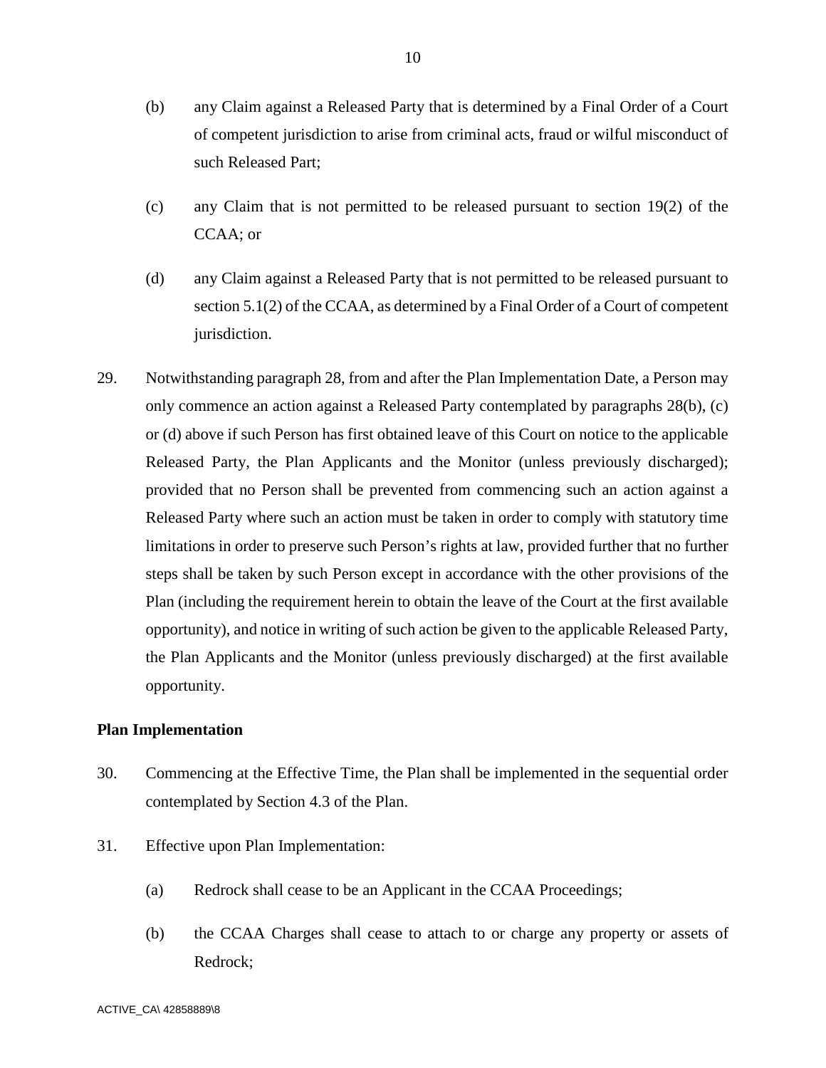(b) any Claim against a Released Party that is determined by a Final Order of a Court of competent jurisdiction to arise from criminal acts, fraud or wilful misconduct of such Released Part;

(c) any Claim that is not permitted to be released pursuant to section 19(2) of the CCAA; or

(d) any Claim against a Released Party that is not permitted to be released pursuant to section 5.1(2) of the CCAA, as determined by a Final Order of a Court of competent jurisdiction.

29. Notwithstanding paragraph 28, from and after the Plan Implementation Date, a Person may only commence an action against a Released Party contemplated by paragraphs 28(b), (c) or (d) above if such Person has first obtained leave of this Court on notice to the applicable Released Party, the Plan Applicants and the Monitor (unless previously discharged); provided that no Person shall be prevented from commencing such an action against a Released Party where such an action must be taken in order to comply with statutory time limitations in order to preserve such Person's rights at law, provided further that no further steps shall be taken by such Person except in accordance with the other provisions of the Plan (including the requirement herein to obtain the leave of the Court at the first available opportunity), and notice in writing of such action be given to the applicable Released Party, the Plan Applicants and the Monitor (unless previously discharged) at the first available opportunity.

**Plan Implementation**

30. Commencing at the Effective Time, the Plan shall be implemented in the sequential order contemplated by Section 4.3 of the Plan.

31. Effective upon Plan Implementation:

(a) Redrock shall cease to be an Applicant in the CCAA Proceedings;

(b) the CCAA Charges shall cease to attach to or charge any property or assets of Redrock;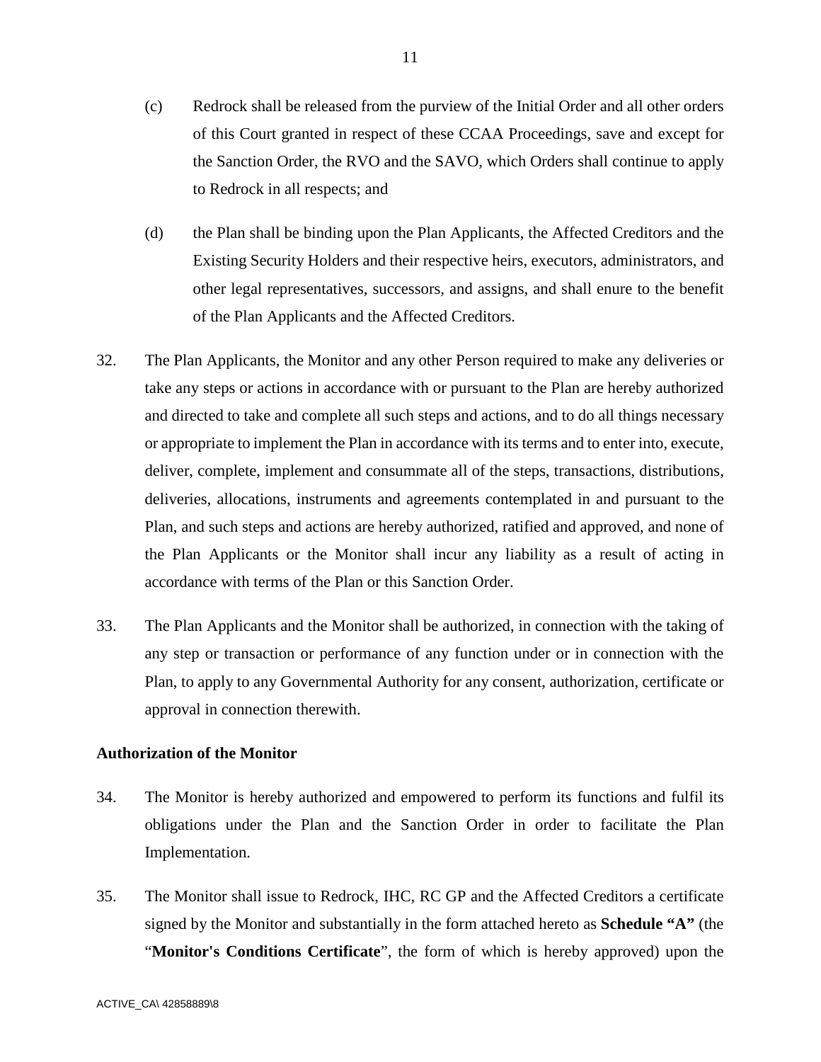(c) Redrock shall be released from the purview of the Initial Order and all other orders of this Court granted in respect of these CCAA Proceedings, save and except for the Sanction Order, the RVO and the SAVO, which Orders shall continue to apply to Redrock in all respects; and

(d) the Plan shall be binding upon the Plan Applicants, the Affected Creditors and the Existing Security Holders and their respective heirs, executors, administrators, and other legal representatives, successors, and assigns, and shall enure to the benefit of the Plan Applicants and the Affected Creditors.

32. The Plan Applicants, the Monitor and any other Person required to make any deliveries or take any steps or actions in accordance with or pursuant to the Plan are hereby authorized and directed to take and complete all such steps and actions, and to do all things necessary or appropriate to implement the Plan in accordance with its terms and to enter into, execute, deliver, complete, implement and consummate all of the steps, transactions, distributions, deliveries, allocations, instruments and agreements contemplated in and pursuant to the Plan, and such steps and actions are hereby authorized, ratified and approved, and none of the Plan Applicants or the Monitor shall incur any liability as a result of acting in accordance with terms of the Plan or this Sanction Order.

33. The Plan Applicants and the Monitor shall be authorized, in connection with the taking of any step or transaction or performance of any function under or in connection with the Plan, to apply to any Governmental Authority for any consent, authorization, certificate or approval in connection therewith.

**Authorization of the Monitor**

34. The Monitor is hereby authorized and empowered to perform its functions and fulfil its obligations under the Plan and the Sanction Order in order to facilitate the Plan Implementation.

35. The Monitor shall issue to Redrock, IHC, RC GP and the Affected Creditors a certificate signed by the Monitor and substantially in the form attached hereto as **Schedule "A"** (the "**Monitor's Conditions Certificate**", the form of which is hereby approved) upon the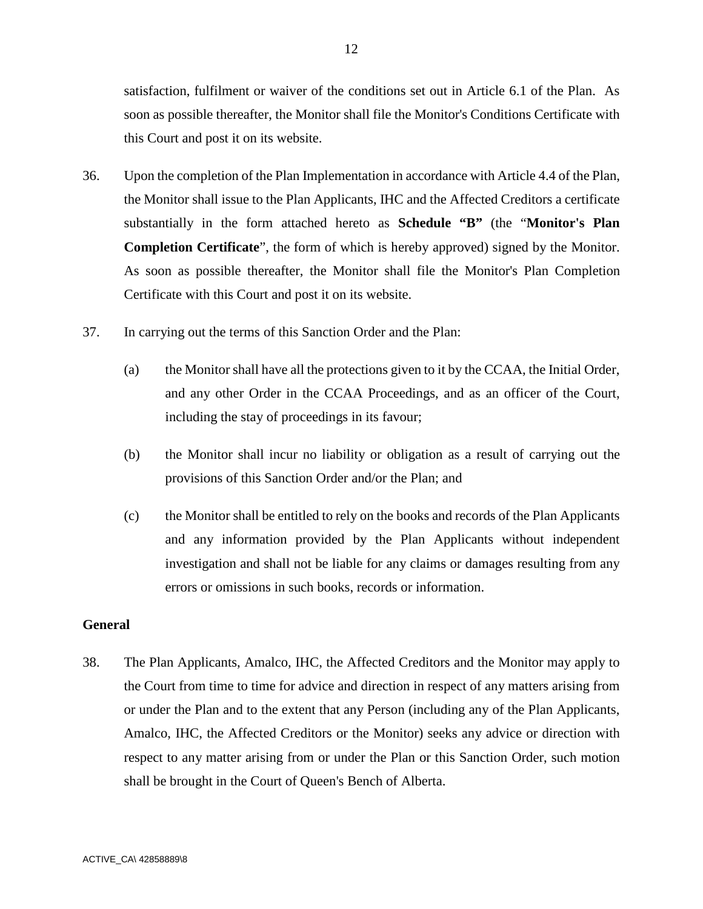satisfaction, fulfilment or waiver of the conditions set out in Article 6.1 of the Plan. As soon as possible thereafter, the Monitor shall file the Monitor's Conditions Certificate with this Court and post it on its website.

36. Upon the completion of the Plan Implementation in accordance with Article 4.4 of the Plan, the Monitor shall issue to the Plan Applicants, IHC and the Affected Creditors a certificate substantially in the form attached hereto as **Schedule "B"** (the "**Monitor's Plan Completion Certificate**", the form of which is hereby approved) signed by the Monitor. As soon as possible thereafter, the Monitor shall file the Monitor's Plan Completion Certificate with this Court and post it on its website.

37. In carrying out the terms of this Sanction Order and the Plan:

    (a) the Monitor shall have all the protections given to it by the CCAA, the Initial Order, and any other Order in the CCAA Proceedings, and as an officer of the Court, including the stay of proceedings in its favour;

    (b) the Monitor shall incur no liability or obligation as a result of carrying out the provisions of this Sanction Order and/or the Plan; and

    (c) the Monitor shall be entitled to rely on the books and records of the Plan Applicants and any information provided by the Plan Applicants without independent investigation and shall not be liable for any claims or damages resulting from any errors or omissions in such books, records or information.

**General**

38. The Plan Applicants, Amalco, IHC, the Affected Creditors and the Monitor may apply to the Court from time to time for advice and direction in respect of any matters arising from or under the Plan and to the extent that any Person (including any of the Plan Applicants, Amalco, IHC, the Affected Creditors or the Monitor) seeks any advice or direction with respect to any matter arising from or under the Plan or this Sanction Order, such motion shall be brought in the Court of Queen's Bench of Alberta.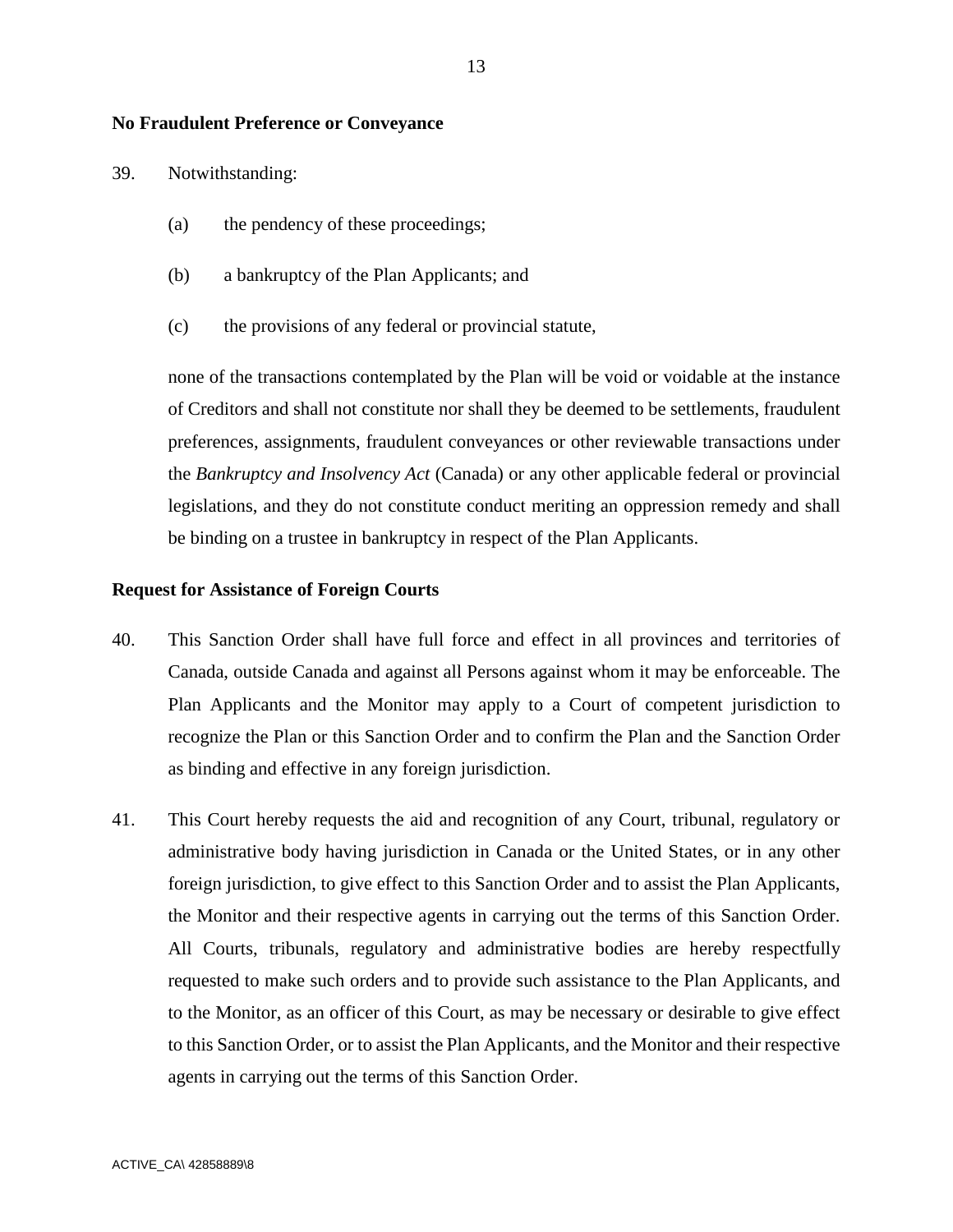**No Fraudulent Preference or Conveyance**

39. Notwithstanding:

  (a) the pendency of these proceedings;

  (b) a bankruptcy of the Plan Applicants; and

  (c) the provisions of any federal or provincial statute,

  none of the transactions contemplated by the Plan will be void or voidable at the instance of Creditors and shall not constitute nor shall they be deemed to be settlements, fraudulent preferences, assignments, fraudulent conveyances or other reviewable transactions under the *Bankruptcy and Insolvency Act* (Canada) or any other applicable federal or provincial legislations, and they do not constitute conduct meriting an oppression remedy and shall be binding on a trustee in bankruptcy in respect of the Plan Applicants.

**Request for Assistance of Foreign Courts**

40. This Sanction Order shall have full force and effect in all provinces and territories of Canada, outside Canada and against all Persons against whom it may be enforceable. The Plan Applicants and the Monitor may apply to a Court of competent jurisdiction to recognize the Plan or this Sanction Order and to confirm the Plan and the Sanction Order as binding and effective in any foreign jurisdiction.

41. This Court hereby requests the aid and recognition of any Court, tribunal, regulatory or administrative body having jurisdiction in Canada or the United States, or in any other foreign jurisdiction, to give effect to this Sanction Order and to assist the Plan Applicants, the Monitor and their respective agents in carrying out the terms of this Sanction Order. All Courts, tribunals, regulatory and administrative bodies are hereby respectfully requested to make such orders and to provide such assistance to the Plan Applicants, and to the Monitor, as an officer of this Court, as may be necessary or desirable to give effect to this Sanction Order, or to assist the Plan Applicants, and the Monitor and their respective agents in carrying out the terms of this Sanction Order.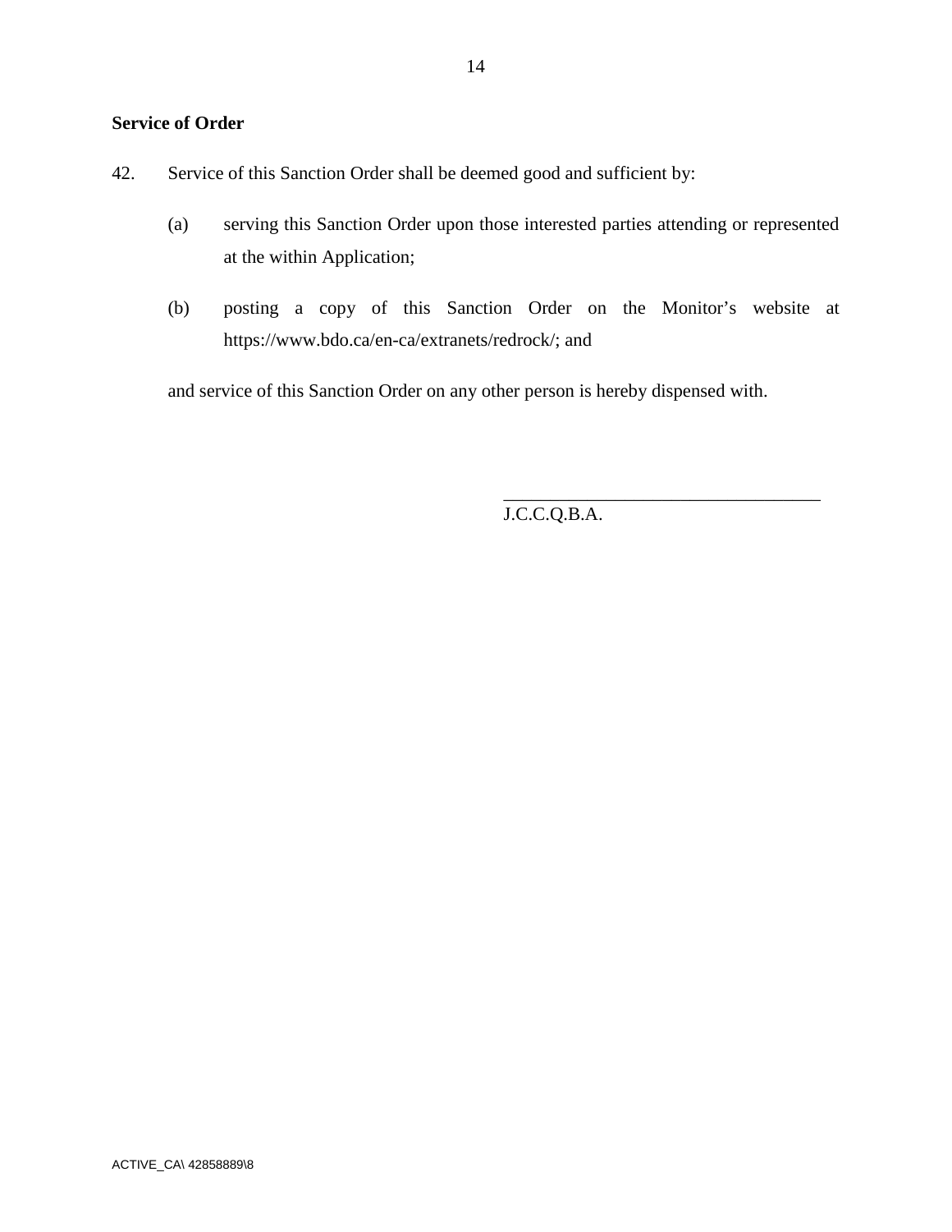**Service of Order**

42. Service of this Sanction Order shall be deemed good and sufficient by:

    (a) serving this Sanction Order upon those interested parties attending or represented at the within Application;

    (b) posting a copy of this Sanction Order on the Monitor's website at https://www.bdo.ca/en-ca/extranets/redrock/; and

    and service of this Sanction Order on any other person is hereby dispensed with.

\_\_\_\_\_\_\_\_\_\_\_\_\_\_\_\_\_\_\_\_\_\_\_\_\_\_\_\_\_\_\_\_\_\_\_\_

J.C.C.Q.B.A.

ACTIVE_CA\ 42858889\8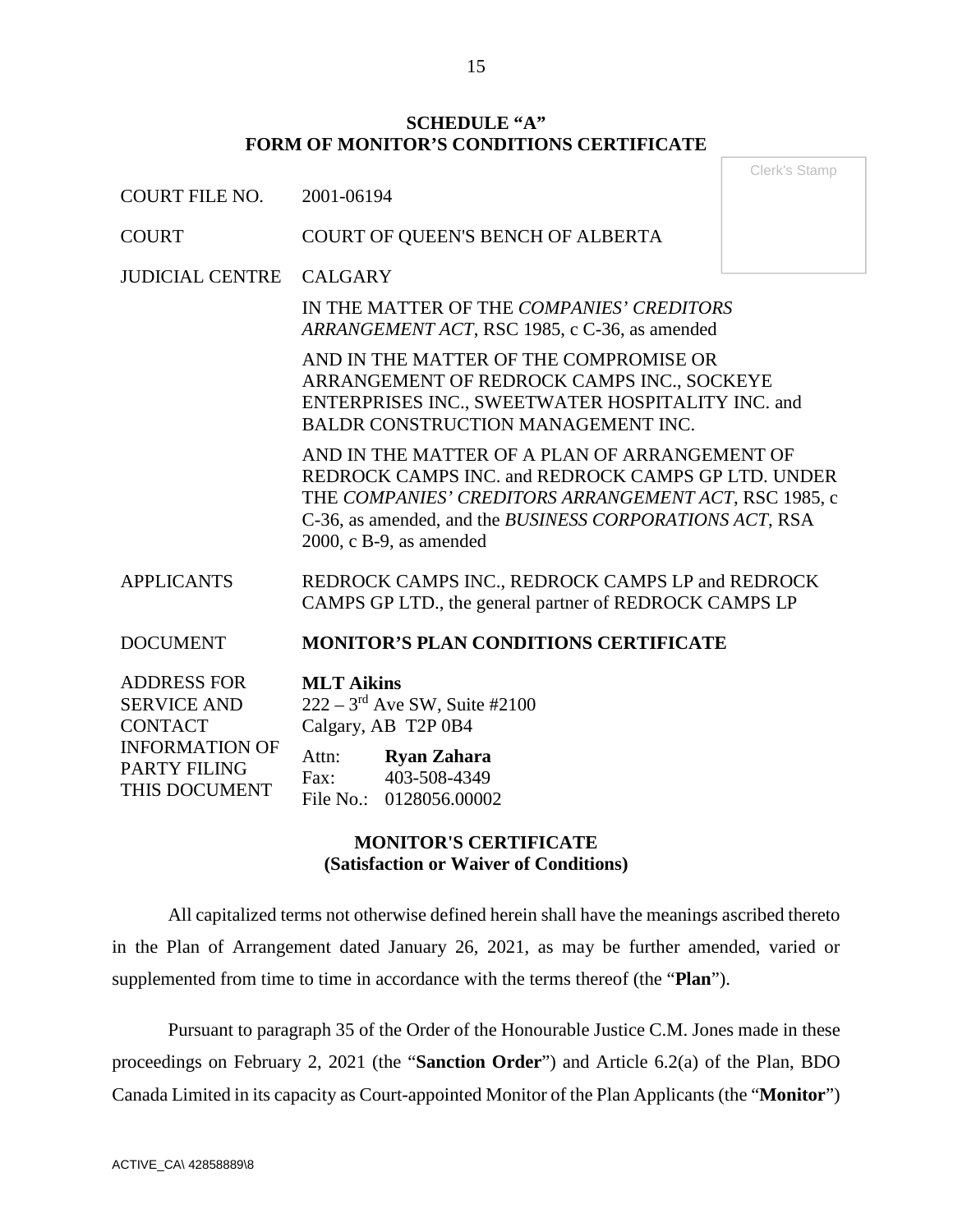**SCHEDULE "A"**
**FORM OF MONITOR'S CONDITIONS CERTIFICATE**

Clerk's Stamp

| | |
|---|---|
| COURT FILE NO. | 2001-06194 |
| COURT | COURT OF QUEEN'S BENCH OF ALBERTA |
| JUDICIAL CENTRE | CALGARY |
| | IN THE MATTER OF THE *COMPANIES' CREDITORS ARRANGEMENT ACT*, RSC 1985, c C-36, as amended |
| | AND IN THE MATTER OF THE COMPROMISE OR ARRANGEMENT OF REDROCK CAMPS INC., SOCKEYE ENTERPRISES INC., SWEETWATER HOSPITALITY INC. and BALDR CONSTRUCTION MANAGEMENT INC. |
| | AND IN THE MATTER OF A PLAN OF ARRANGEMENT OF REDROCK CAMPS INC. and REDROCK CAMPS GP LTD. UNDER THE *COMPANIES' CREDITORS ARRANGEMENT ACT*, RSC 1985, c C-36, as amended, and the *BUSINESS CORPORATIONS ACT*, RSA 2000, c B-9, as amended |
| APPLICANTS | REDROCK CAMPS INC., REDROCK CAMPS LP and REDROCK CAMPS GP LTD., the general partner of REDROCK CAMPS LP |
| DOCUMENT | **MONITOR'S PLAN CONDITIONS CERTIFICATE** |
| ADDRESS FOR SERVICE AND CONTACT INFORMATION OF PARTY FILING THIS DOCUMENT | **MLT Aikins**<br>222 – 3rd Ave SW, Suite #2100<br>Calgary, AB T2P 0B4<br>Attn: **Ryan Zahara**<br>Fax: 403-508-4349<br>File No.: 0128056.00002 |

**MONITOR'S CERTIFICATE**
**(Satisfaction or Waiver of Conditions)**

All capitalized terms not otherwise defined herein shall have the meanings ascribed thereto in the Plan of Arrangement dated January 26, 2021, as may be further amended, varied or supplemented from time to time in accordance with the terms thereof (the "**Plan**").

Pursuant to paragraph 35 of the Order of the Honourable Justice C.M. Jones made in these proceedings on February 2, 2021 (the "**Sanction Order**") and Article 6.2(a) of the Plan, BDO Canada Limited in its capacity as Court-appointed Monitor of the Plan Applicants (the "**Monitor**")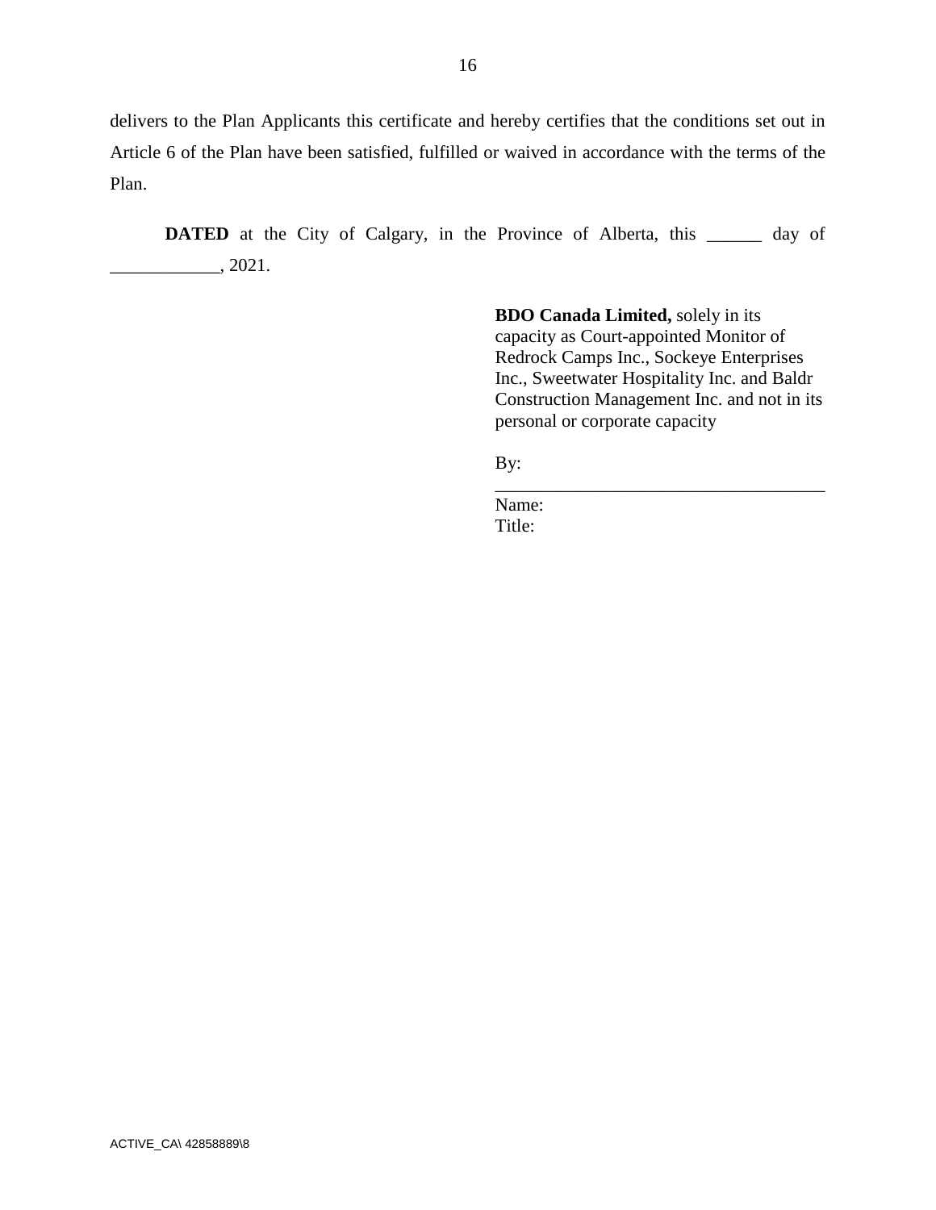delivers to the Plan Applicants this certificate and hereby certifies that the conditions set out in Article 6 of the Plan have been satisfied, fulfilled or waived in accordance with the terms of the Plan.

**DATED** at the City of Calgary, in the Province of Alberta, this ______ day of ____________, 2021.

**BDO Canada Limited,** solely in its capacity as Court-appointed Monitor of Redrock Camps Inc., Sockeye Enterprises Inc., Sweetwater Hospitality Inc. and Baldr Construction Management Inc. and not in its personal or corporate capacity

By: ____________________________________

Name:
Title:

ACTIVE_CA\ 42858889\8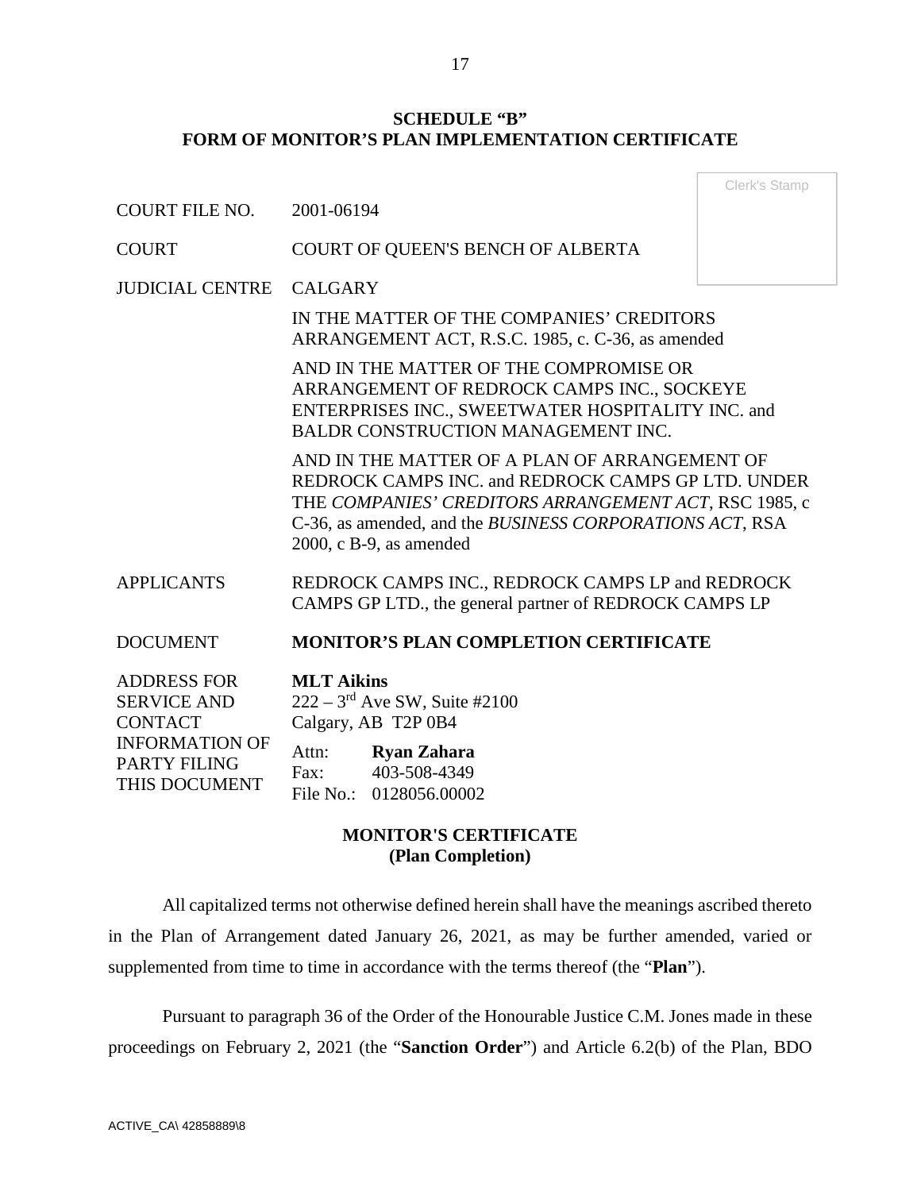## SCHEDULE "B"
## FORM OF MONITOR'S PLAN IMPLEMENTATION CERTIFICATE

Clerk's Stamp

| | |
|---|---|
| COURT FILE NO. | 2001-06194 |
| COURT | COURT OF QUEEN'S BENCH OF ALBERTA |
| JUDICIAL CENTRE | CALGARY |
| | IN THE MATTER OF THE COMPANIES' CREDITORS ARRANGEMENT ACT, R.S.C. 1985, c. C-36, as amended |
| | AND IN THE MATTER OF THE COMPROMISE OR ARRANGEMENT OF REDROCK CAMPS INC., SOCKEYE ENTERPRISES INC., SWEETWATER HOSPITALITY INC. and BALDR CONSTRUCTION MANAGEMENT INC. |
| | AND IN THE MATTER OF A PLAN OF ARRANGEMENT OF REDROCK CAMPS INC. and REDROCK CAMPS GP LTD. UNDER THE *COMPANIES' CREDITORS ARRANGEMENT ACT*, RSC 1985, c C-36, as amended, and the *BUSINESS CORPORATIONS ACT*, RSA 2000, c B-9, as amended |
| APPLICANTS | REDROCK CAMPS INC., REDROCK CAMPS LP and REDROCK CAMPS GP LTD., the general partner of REDROCK CAMPS LP |
| DOCUMENT | **MONITOR'S PLAN COMPLETION CERTIFICATE** |
| ADDRESS FOR SERVICE AND CONTACT INFORMATION OF PARTY FILING THIS DOCUMENT | **MLT Aikins**<br>222 – 3rd Ave SW, Suite #2100<br>Calgary, AB T2P 0B4<br>Attn: **Ryan Zahara**<br>Fax: 403-508-4349<br>File No.: 0128056.00002 |

**MONITOR'S CERTIFICATE**
**(Plan Completion)**

All capitalized terms not otherwise defined herein shall have the meanings ascribed thereto in the Plan of Arrangement dated January 26, 2021, as may be further amended, varied or supplemented from time to time in accordance with the terms thereof (the "**Plan**").

Pursuant to paragraph 36 of the Order of the Honourable Justice C.M. Jones made in these proceedings on February 2, 2021 (the "**Sanction Order**") and Article 6.2(b) of the Plan, BDO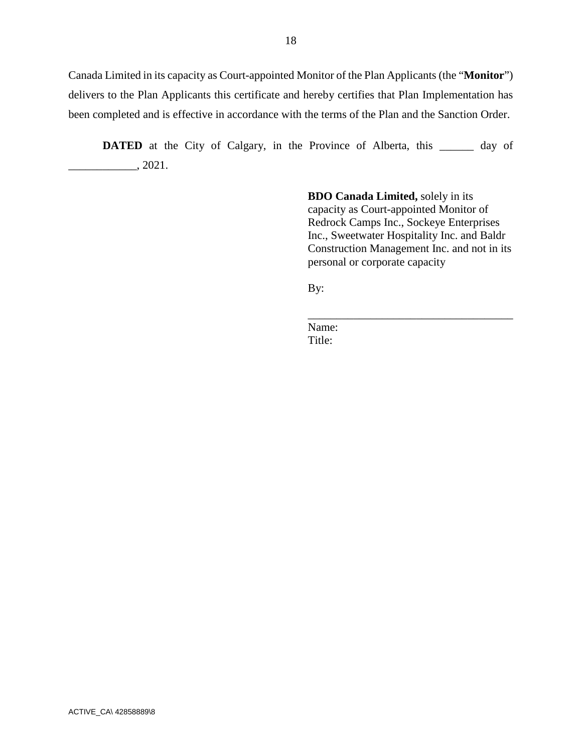Canada Limited in its capacity as Court-appointed Monitor of the Plan Applicants (the "**Monitor**") delivers to the Plan Applicants this certificate and hereby certifies that Plan Implementation has been completed and is effective in accordance with the terms of the Plan and the Sanction Order.

**DATED** at the City of Calgary, in the Province of Alberta, this ______ day of ____________, 2021.

**BDO Canada Limited,** solely in its capacity as Court-appointed Monitor of Redrock Camps Inc., Sockeye Enterprises Inc., Sweetwater Hospitality Inc. and Baldr Construction Management Inc. and not in its personal or corporate capacity

By:

____________________________________

Name:
Title: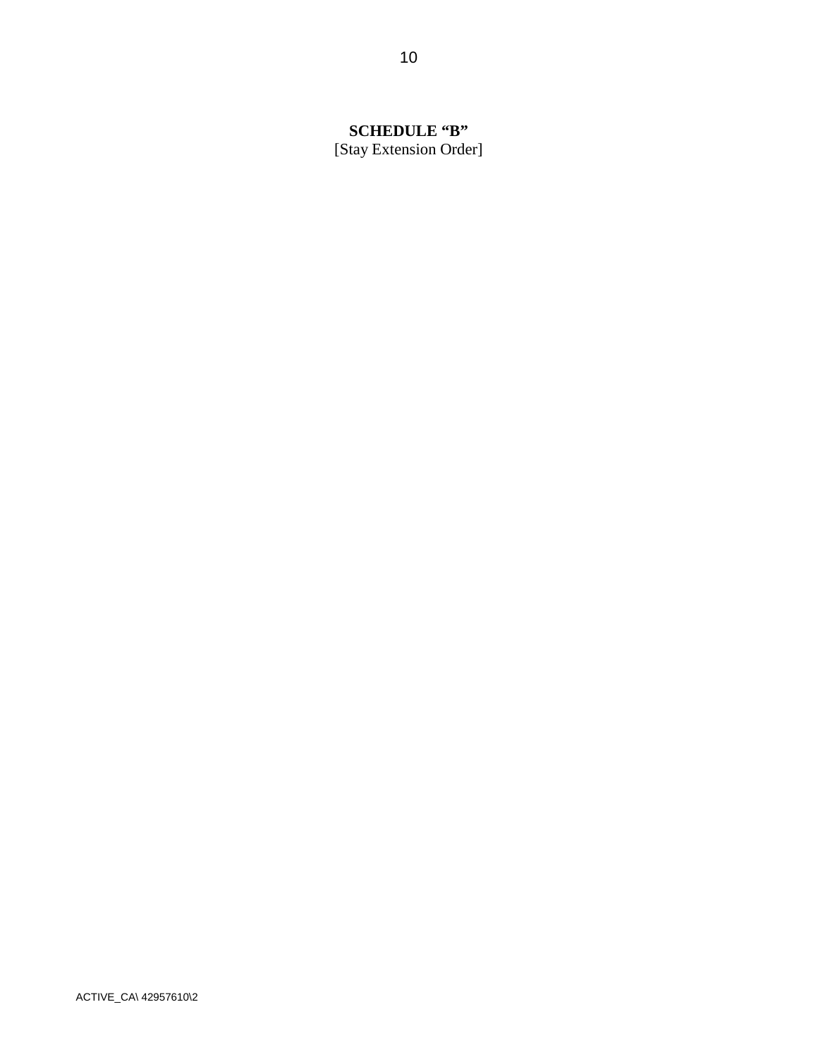**SCHEDULE “B”**

[Stay Extension Order]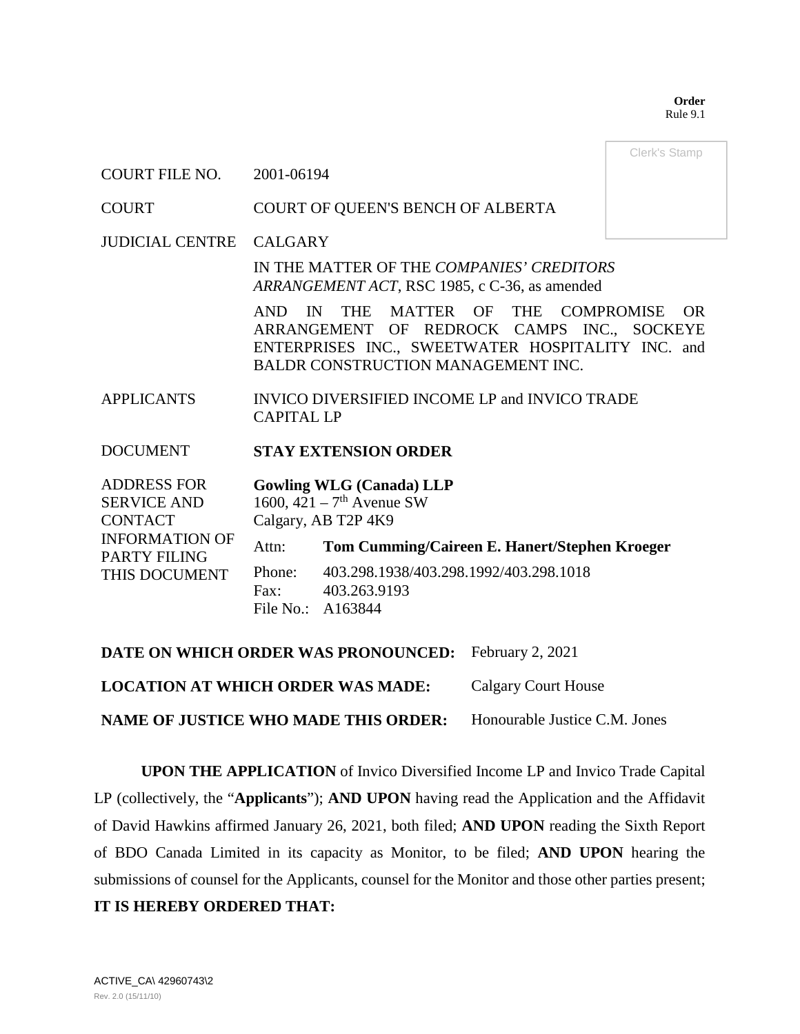**Order**
Rule 9.1

Clerk's Stamp

| | |
|---|---|
| COURT FILE NO. | 2001-06194 |
| COURT | COURT OF QUEEN'S BENCH OF ALBERTA |
| JUDICIAL CENTRE | CALGARY |
| | IN THE MATTER OF THE *COMPANIES' CREDITORS ARRANGEMENT ACT*, RSC 1985, c C-36, as amended |
| | AND IN THE MATTER OF THE COMPROMISE OR ARRANGEMENT OF REDROCK CAMPS INC., SOCKEYE ENTERPRISES INC., SWEETWATER HOSPITALITY INC. and BALDR CONSTRUCTION MANAGEMENT INC. |
| APPLICANTS | INVICO DIVERSIFIED INCOME LP and INVICO TRADE CAPITAL LP |
| DOCUMENT | **STAY EXTENSION ORDER** |
| ADDRESS FOR SERVICE AND CONTACT INFORMATION OF PARTY FILING THIS DOCUMENT | **Gowling WLG (Canada) LLP**<br>1600, 421 – 7th Avenue SW<br>Calgary, AB T2P 4K9<br>Attn: **Tom Cumming/Caireen E. Hanert/Stephen Kroeger**<br>Phone: 403.298.1938/403.298.1992/403.298.1018<br>Fax: 403.263.9193<br>File No.: A163844 |

**DATE ON WHICH ORDER WAS PRONOUNCED:** February 2, 2021

**LOCATION AT WHICH ORDER WAS MADE:** Calgary Court House

**NAME OF JUSTICE WHO MADE THIS ORDER:** Honourable Justice C.M. Jones

**UPON THE APPLICATION** of Invico Diversified Income LP and Invico Trade Capital LP (collectively, the "**Applicants**"); **AND UPON** having read the Application and the Affidavit of David Hawkins affirmed January 26, 2021, both filed; **AND UPON** reading the Sixth Report of BDO Canada Limited in its capacity as Monitor, to be filed; **AND UPON** hearing the submissions of counsel for the Applicants, counsel for the Monitor and those other parties present; **IT IS HEREBY ORDERED THAT:**

ACTIVE_CA\ 42960743\2
Rev. 2.0 (15/11/10)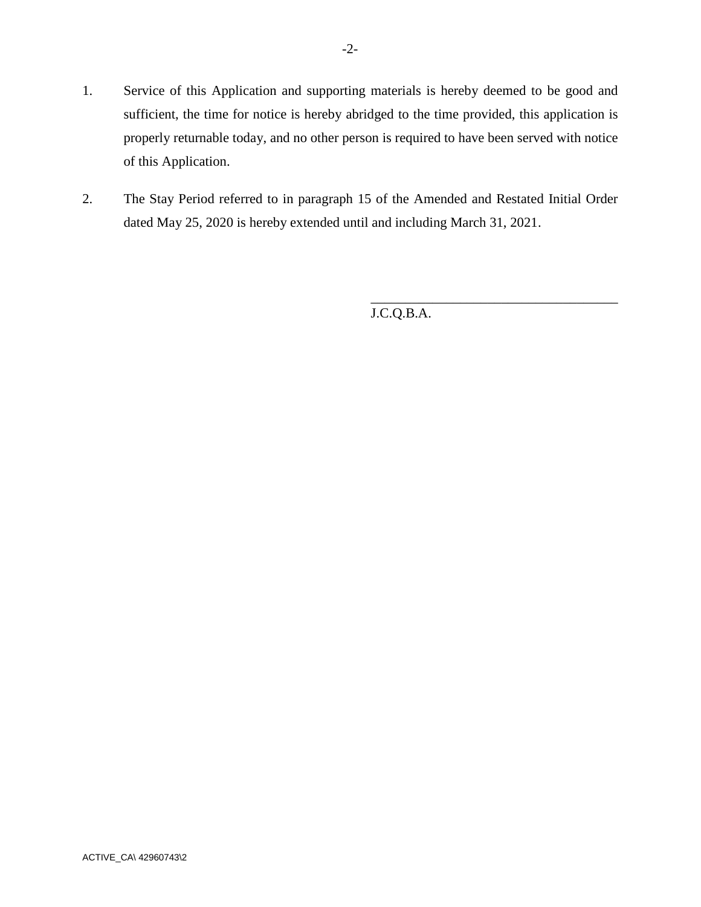1. Service of this Application and supporting materials is hereby deemed to be good and sufficient, the time for notice is hereby abridged to the time provided, this application is properly returnable today, and no other person is required to have been served with notice of this Application.

2. The Stay Period referred to in paragraph 15 of the Amended and Restated Initial Order dated May 25, 2020 is hereby extended until and including March 31, 2021.

_____________________________________
J.C.Q.B.A.

ACTIVE_CA\ 42960743\2